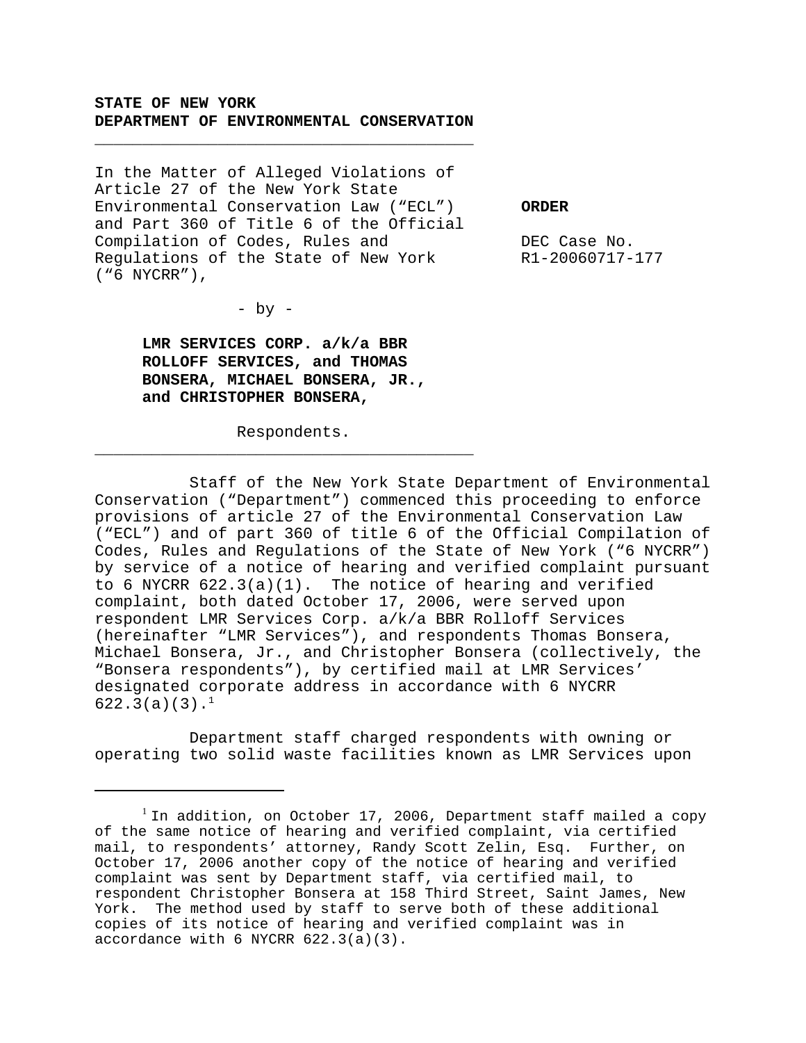**STATE OF NEW YORK**
**DEPARTMENT OF ENVIRONMENTAL CONSERVATION**

---

In the Matter of Alleged Violations of Article 27 of the New York State Environmental Conservation Law ("ECL") and Part 360 of Title 6 of the Official Compilation of Codes, Rules and Regulations of the State of New York ("6 NYCRR"),

- by -

**LMR SERVICES CORP. a/k/a BBR ROLLOFF SERVICES, and THOMAS BONSERA, MICHAEL BONSERA, JR., and CHRISTOPHER BONSERA,**

Respondents.

---

**ORDER**

DEC Case No. R1-20060717-177

Staff of the New York State Department of Environmental Conservation ("Department") commenced this proceeding to enforce provisions of article 27 of the Environmental Conservation Law ("ECL") and of part 360 of title 6 of the Official Compilation of Codes, Rules and Regulations of the State of New York ("6 NYCRR") by service of a notice of hearing and verified complaint pursuant to 6 NYCRR 622.3(a)(1). The notice of hearing and verified complaint, both dated October 17, 2006, were served upon respondent LMR Services Corp. a/k/a BBR Rolloff Services (hereinafter "LMR Services"), and respondents Thomas Bonsera, Michael Bonsera, Jr., and Christopher Bonsera (collectively, the "Bonsera respondents"), by certified mail at LMR Services' designated corporate address in accordance with 6 NYCRR 622.3(a)(3).[1]

Department staff charged respondents with owning or operating two solid waste facilities known as LMR Services upon

---

[1] In addition, on October 17, 2006, Department staff mailed a copy of the same notice of hearing and verified complaint, via certified mail, to respondents' attorney, Randy Scott Zelin, Esq. Further, on October 17, 2006 another copy of the notice of hearing and verified complaint was sent by Department staff, via certified mail, to respondent Christopher Bonsera at 158 Third Street, Saint James, New York. The method used by staff to serve both of these additional copies of its notice of hearing and verified complaint was in accordance with 6 NYCRR 622.3(a)(3).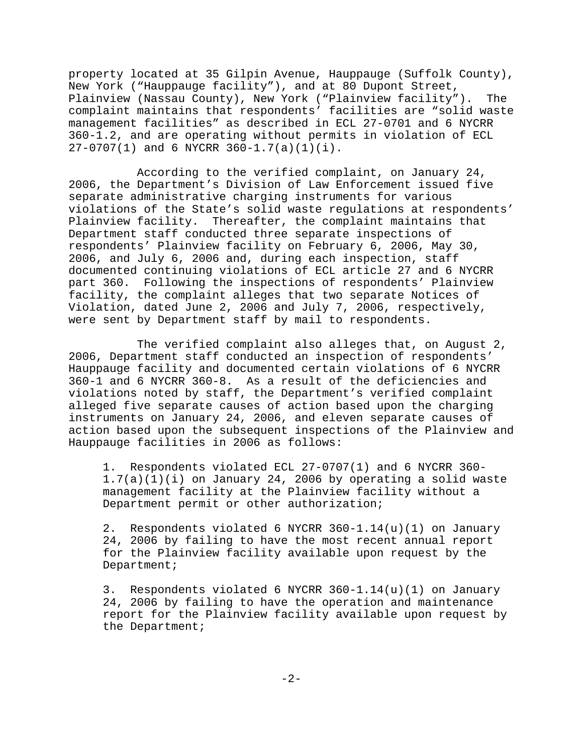property located at 35 Gilpin Avenue, Hauppauge (Suffolk County), New York ("Hauppauge facility"), and at 80 Dupont Street, Plainview (Nassau County), New York ("Plainview facility"). The complaint maintains that respondents' facilities are "solid waste management facilities" as described in ECL 27-0701 and 6 NYCRR 360-1.2, and are operating without permits in violation of ECL 27-0707(1) and 6 NYCRR 360-1.7(a)(1)(i).

According to the verified complaint, on January 24, 2006, the Department's Division of Law Enforcement issued five separate administrative charging instruments for various violations of the State's solid waste regulations at respondents' Plainview facility. Thereafter, the complaint maintains that Department staff conducted three separate inspections of respondents' Plainview facility on February 6, 2006, May 30, 2006, and July 6, 2006 and, during each inspection, staff documented continuing violations of ECL article 27 and 6 NYCRR part 360. Following the inspections of respondents' Plainview facility, the complaint alleges that two separate Notices of Violation, dated June 2, 2006 and July 7, 2006, respectively, were sent by Department staff by mail to respondents.

The verified complaint also alleges that, on August 2, 2006, Department staff conducted an inspection of respondents' Hauppauge facility and documented certain violations of 6 NYCRR 360-1 and 6 NYCRR 360-8. As a result of the deficiencies and violations noted by staff, the Department's verified complaint alleged five separate causes of action based upon the charging instruments on January 24, 2006, and eleven separate causes of action based upon the subsequent inspections of the Plainview and Hauppauge facilities in 2006 as follows:

1. Respondents violated ECL 27-0707(1) and 6 NYCRR 360-1.7(a)(1)(i) on January 24, 2006 by operating a solid waste management facility at the Plainview facility without a Department permit or other authorization;

2. Respondents violated 6 NYCRR 360-1.14(u)(1) on January 24, 2006 by failing to have the most recent annual report for the Plainview facility available upon request by the Department;

3. Respondents violated 6 NYCRR 360-1.14(u)(1) on January 24, 2006 by failing to have the operation and maintenance report for the Plainview facility available upon request by the Department;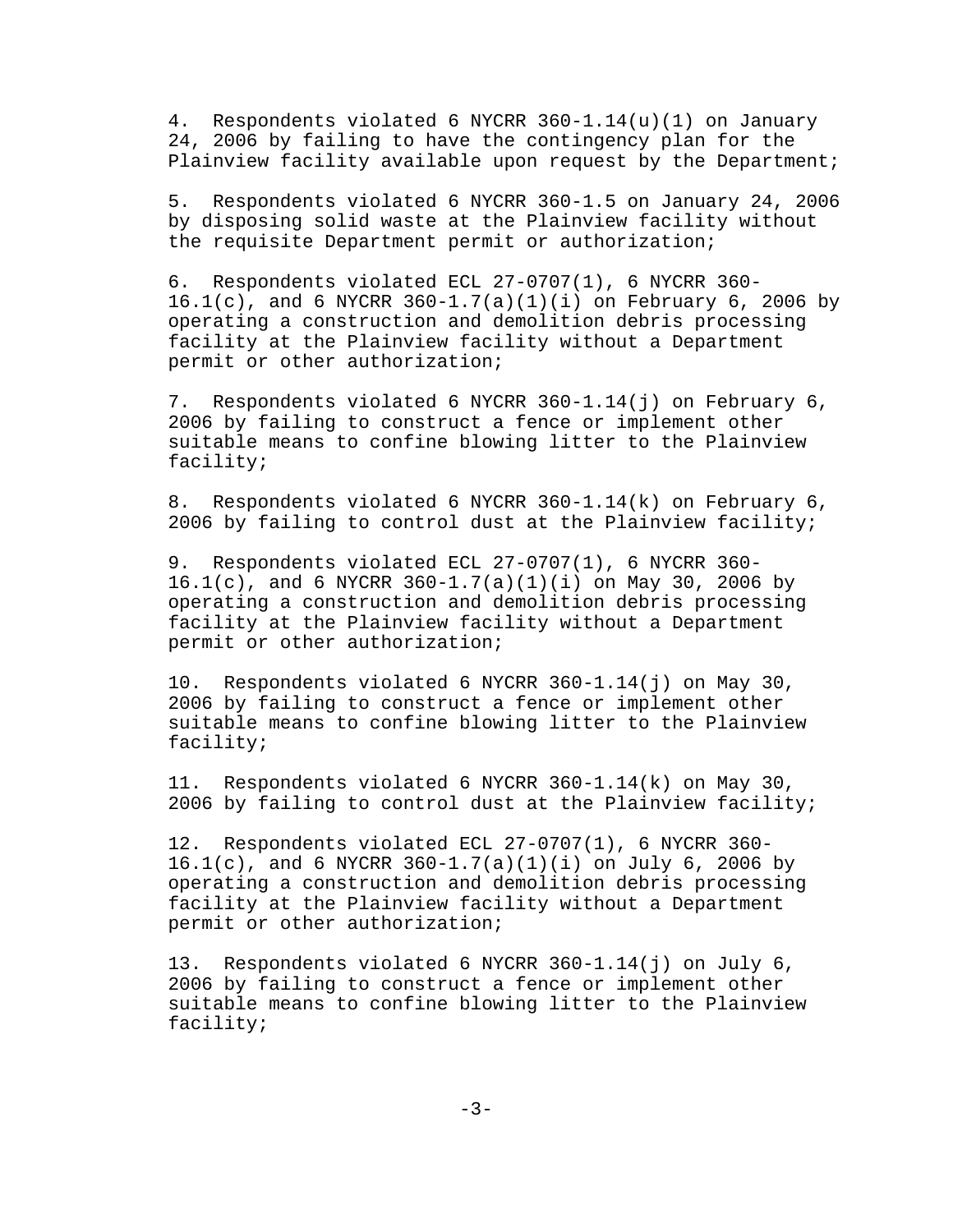4. Respondents violated 6 NYCRR 360-1.14(u)(1) on January 24, 2006 by failing to have the contingency plan for the Plainview facility available upon request by the Department;

5. Respondents violated 6 NYCRR 360-1.5 on January 24, 2006 by disposing solid waste at the Plainview facility without the requisite Department permit or authorization;

6. Respondents violated ECL 27-0707(1), 6 NYCRR 360-16.1(c), and 6 NYCRR 360-1.7(a)(1)(i) on February 6, 2006 by operating a construction and demolition debris processing facility at the Plainview facility without a Department permit or other authorization;

7. Respondents violated 6 NYCRR 360-1.14(j) on February 6, 2006 by failing to construct a fence or implement other suitable means to confine blowing litter to the Plainview facility;

8. Respondents violated 6 NYCRR 360-1.14(k) on February 6, 2006 by failing to control dust at the Plainview facility;

9. Respondents violated ECL 27-0707(1), 6 NYCRR 360-16.1(c), and 6 NYCRR 360-1.7(a)(1)(i) on May 30, 2006 by operating a construction and demolition debris processing facility at the Plainview facility without a Department permit or other authorization;

10. Respondents violated 6 NYCRR 360-1.14(j) on May 30, 2006 by failing to construct a fence or implement other suitable means to confine blowing litter to the Plainview facility;

11. Respondents violated 6 NYCRR 360-1.14(k) on May 30, 2006 by failing to control dust at the Plainview facility;

12. Respondents violated ECL 27-0707(1), 6 NYCRR 360-16.1(c), and 6 NYCRR 360-1.7(a)(1)(i) on July 6, 2006 by operating a construction and demolition debris processing facility at the Plainview facility without a Department permit or other authorization;

13. Respondents violated 6 NYCRR 360-1.14(j) on July 6, 2006 by failing to construct a fence or implement other suitable means to confine blowing litter to the Plainview facility;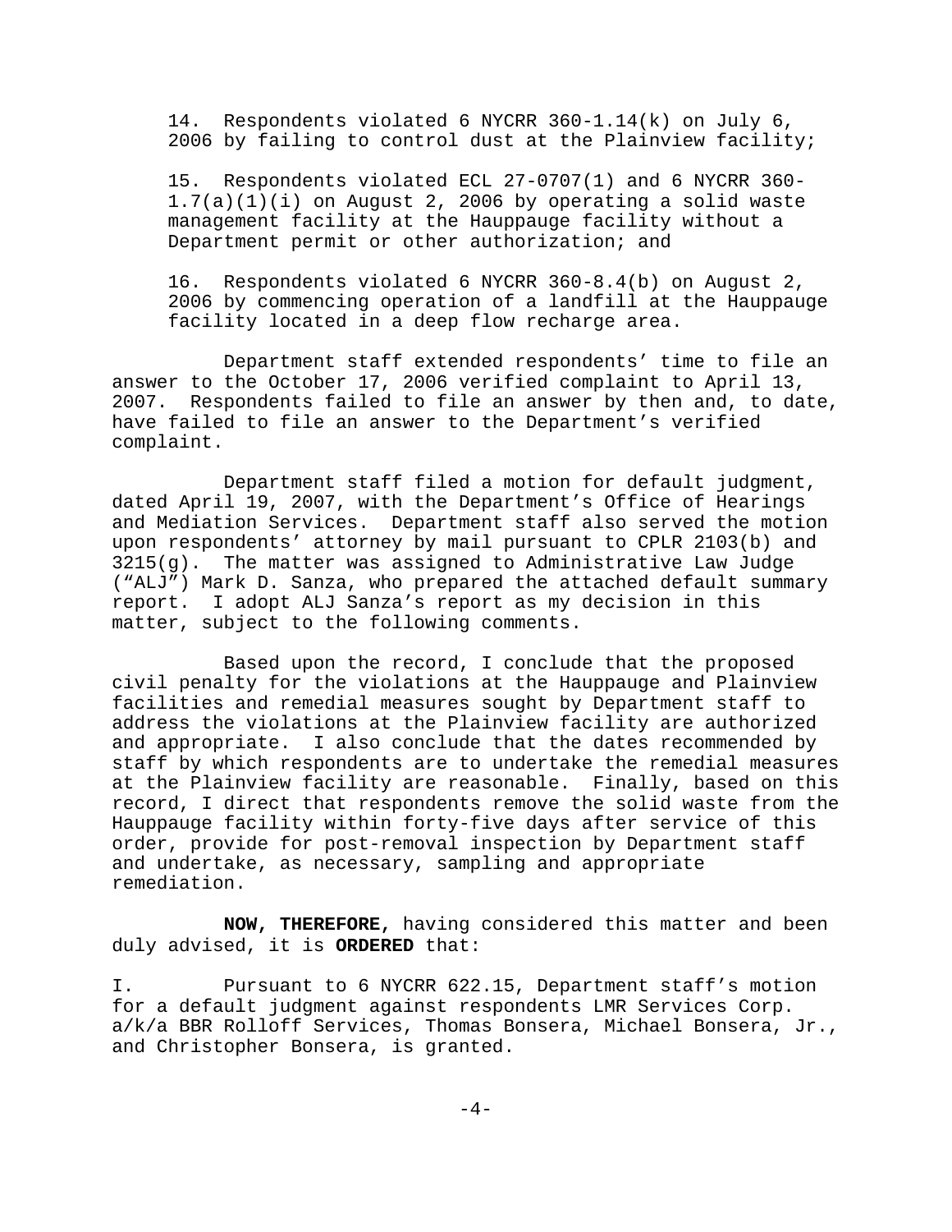14. Respondents violated 6 NYCRR 360-1.14(k) on July 6, 2006 by failing to control dust at the Plainview facility;

15. Respondents violated ECL 27-0707(1) and 6 NYCRR 360-1.7(a)(1)(i) on August 2, 2006 by operating a solid waste management facility at the Hauppauge facility without a Department permit or other authorization; and

16. Respondents violated 6 NYCRR 360-8.4(b) on August 2, 2006 by commencing operation of a landfill at the Hauppauge facility located in a deep flow recharge area.

Department staff extended respondents' time to file an answer to the October 17, 2006 verified complaint to April 13, 2007. Respondents failed to file an answer by then and, to date, have failed to file an answer to the Department's verified complaint.

Department staff filed a motion for default judgment, dated April 19, 2007, with the Department's Office of Hearings and Mediation Services. Department staff also served the motion upon respondents' attorney by mail pursuant to CPLR 2103(b) and 3215(g). The matter was assigned to Administrative Law Judge ("ALJ") Mark D. Sanza, who prepared the attached default summary report. I adopt ALJ Sanza's report as my decision in this matter, subject to the following comments.

Based upon the record, I conclude that the proposed civil penalty for the violations at the Hauppauge and Plainview facilities and remedial measures sought by Department staff to address the violations at the Plainview facility are authorized and appropriate. I also conclude that the dates recommended by staff by which respondents are to undertake the remedial measures at the Plainview facility are reasonable. Finally, based on this record, I direct that respondents remove the solid waste from the Hauppauge facility within forty-five days after service of this order, provide for post-removal inspection by Department staff and undertake, as necessary, sampling and appropriate remediation.

**NOW, THEREFORE,** having considered this matter and been duly advised, it is **ORDERED** that:

I. Pursuant to 6 NYCRR 622.15, Department staff's motion for a default judgment against respondents LMR Services Corp. a/k/a BBR Rolloff Services, Thomas Bonsera, Michael Bonsera, Jr., and Christopher Bonsera, is granted.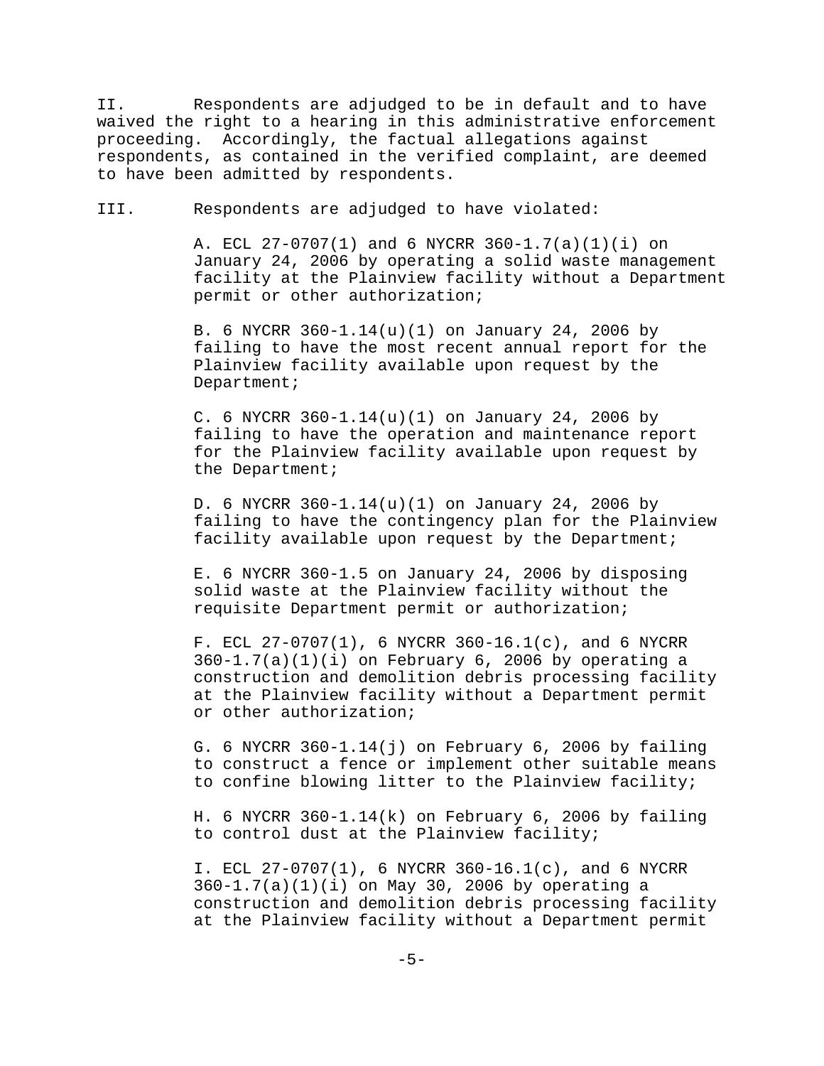II. Respondents are adjudged to be in default and to have waived the right to a hearing in this administrative enforcement proceeding. Accordingly, the factual allegations against respondents, as contained in the verified complaint, are deemed to have been admitted by respondents.

III. Respondents are adjudged to have violated:

A. ECL 27-0707(1) and 6 NYCRR 360-1.7(a)(1)(i) on January 24, 2006 by operating a solid waste management facility at the Plainview facility without a Department permit or other authorization;

B. 6 NYCRR 360-1.14(u)(1) on January 24, 2006 by failing to have the most recent annual report for the Plainview facility available upon request by the Department;

C. 6 NYCRR 360-1.14(u)(1) on January 24, 2006 by failing to have the operation and maintenance report for the Plainview facility available upon request by the Department;

D. 6 NYCRR 360-1.14(u)(1) on January 24, 2006 by failing to have the contingency plan for the Plainview facility available upon request by the Department;

E. 6 NYCRR 360-1.5 on January 24, 2006 by disposing solid waste at the Plainview facility without the requisite Department permit or authorization;

F. ECL 27-0707(1), 6 NYCRR 360-16.1(c), and 6 NYCRR 360-1.7(a)(1)(i) on February 6, 2006 by operating a construction and demolition debris processing facility at the Plainview facility without a Department permit or other authorization;

G. 6 NYCRR 360-1.14(j) on February 6, 2006 by failing to construct a fence or implement other suitable means to confine blowing litter to the Plainview facility;

H. 6 NYCRR 360-1.14(k) on February 6, 2006 by failing to control dust at the Plainview facility;

I. ECL 27-0707(1), 6 NYCRR 360-16.1(c), and 6 NYCRR 360-1.7(a)(1)(i) on May 30, 2006 by operating a construction and demolition debris processing facility at the Plainview facility without a Department permit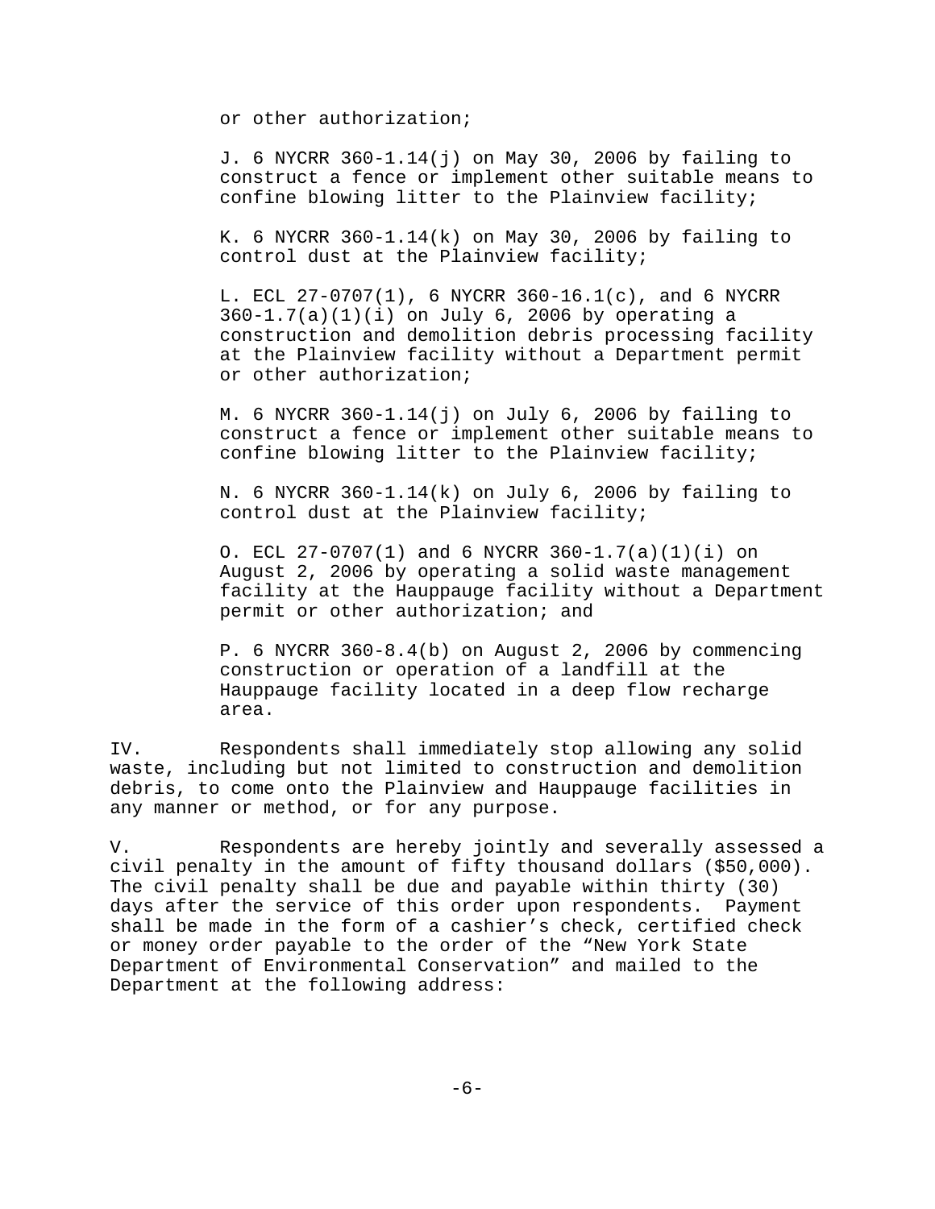or other authorization;

J. 6 NYCRR 360-1.14(j) on May 30, 2006 by failing to construct a fence or implement other suitable means to confine blowing litter to the Plainview facility;

K. 6 NYCRR 360-1.14(k) on May 30, 2006 by failing to control dust at the Plainview facility;

L. ECL 27-0707(1), 6 NYCRR 360-16.1(c), and 6 NYCRR 360-1.7(a)(1)(i) on July 6, 2006 by operating a construction and demolition debris processing facility at the Plainview facility without a Department permit or other authorization;

M. 6 NYCRR 360-1.14(j) on July 6, 2006 by failing to construct a fence or implement other suitable means to confine blowing litter to the Plainview facility;

N. 6 NYCRR 360-1.14(k) on July 6, 2006 by failing to control dust at the Plainview facility;

O. ECL 27-0707(1) and 6 NYCRR 360-1.7(a)(1)(i) on August 2, 2006 by operating a solid waste management facility at the Hauppauge facility without a Department permit or other authorization; and

P. 6 NYCRR 360-8.4(b) on August 2, 2006 by commencing construction or operation of a landfill at the Hauppauge facility located in a deep flow recharge area.

IV. Respondents shall immediately stop allowing any solid waste, including but not limited to construction and demolition debris, to come onto the Plainview and Hauppauge facilities in any manner or method, or for any purpose.

V. Respondents are hereby jointly and severally assessed a civil penalty in the amount of fifty thousand dollars ($50,000). The civil penalty shall be due and payable within thirty (30) days after the service of this order upon respondents. Payment shall be made in the form of a cashier's check, certified check or money order payable to the order of the "New York State Department of Environmental Conservation" and mailed to the Department at the following address: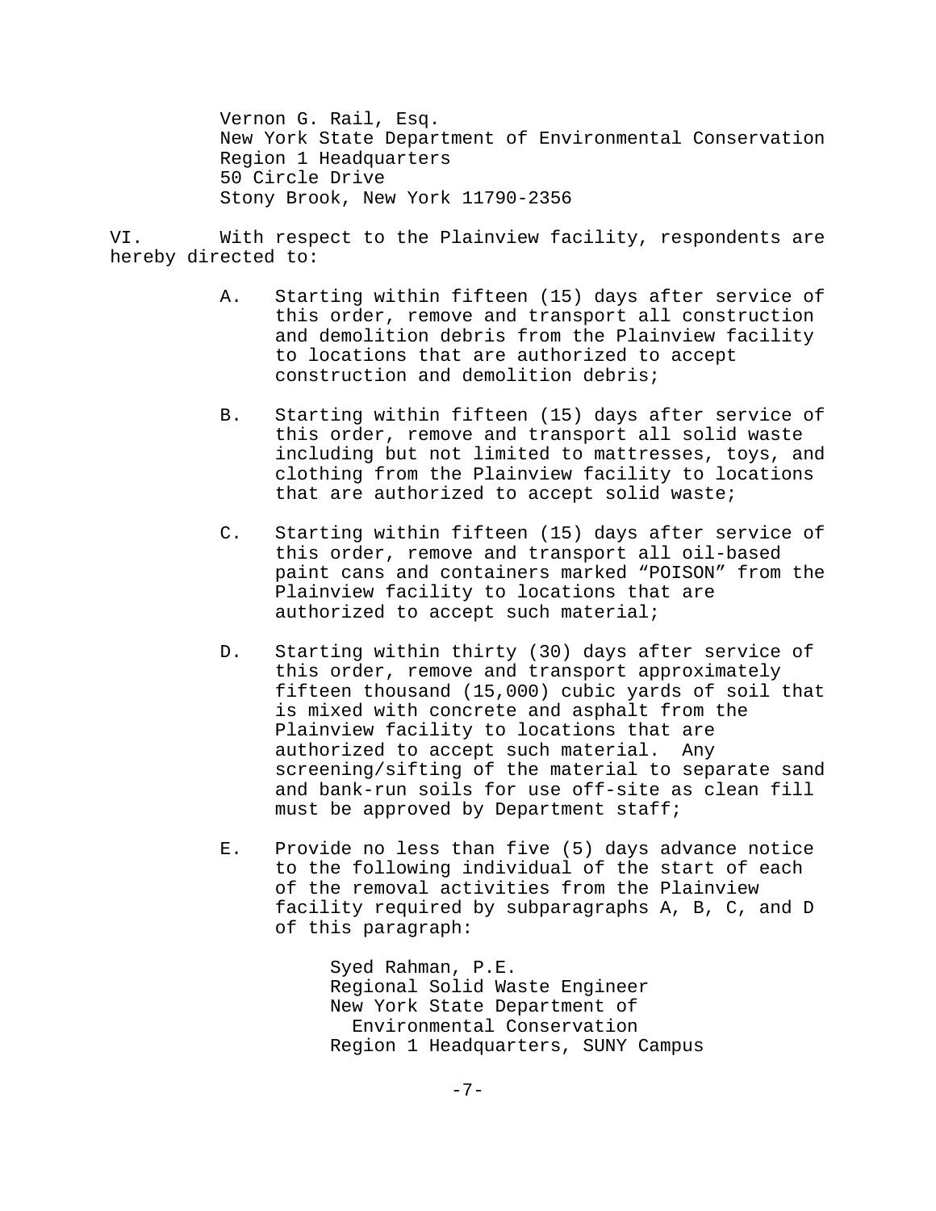Vernon G. Rail, Esq.
New York State Department of Environmental Conservation
Region 1 Headquarters
50 Circle Drive
Stony Brook, New York 11790-2356

VI. With respect to the Plainview facility, respondents are hereby directed to:

A. Starting within fifteen (15) days after service of this order, remove and transport all construction and demolition debris from the Plainview facility to locations that are authorized to accept construction and demolition debris;

B. Starting within fifteen (15) days after service of this order, remove and transport all solid waste including but not limited to mattresses, toys, and clothing from the Plainview facility to locations that are authorized to accept solid waste;

C. Starting within fifteen (15) days after service of this order, remove and transport all oil-based paint cans and containers marked "POISON" from the Plainview facility to locations that are authorized to accept such material;

D. Starting within thirty (30) days after service of this order, remove and transport approximately fifteen thousand (15,000) cubic yards of soil that is mixed with concrete and asphalt from the Plainview facility to locations that are authorized to accept such material. Any screening/sifting of the material to separate sand and bank-run soils for use off-site as clean fill must be approved by Department staff;

E. Provide no less than five (5) days advance notice to the following individual of the start of each of the removal activities from the Plainview facility required by subparagraphs A, B, C, and D of this paragraph:

Syed Rahman, P.E.
Regional Solid Waste Engineer
New York State Department of Environmental Conservation
Region 1 Headquarters, SUNY Campus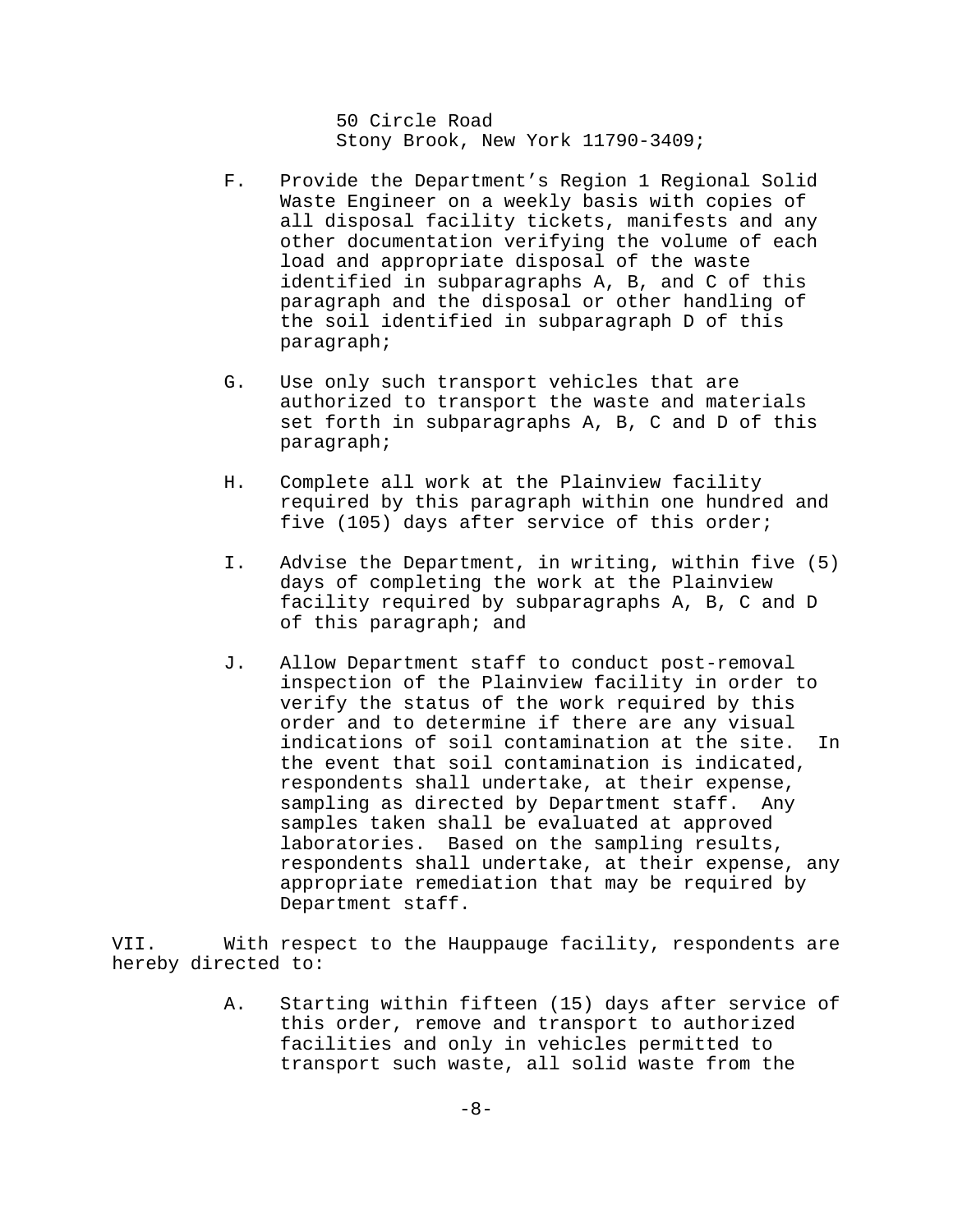50 Circle Road
Stony Brook, New York 11790-3409;

F. Provide the Department’s Region 1 Regional Solid Waste Engineer on a weekly basis with copies of all disposal facility tickets, manifests and any other documentation verifying the volume of each load and appropriate disposal of the waste identified in subparagraphs A, B, and C of this paragraph and the disposal or other handling of the soil identified in subparagraph D of this paragraph;

G. Use only such transport vehicles that are authorized to transport the waste and materials set forth in subparagraphs A, B, C and D of this paragraph;

H. Complete all work at the Plainview facility required by this paragraph within one hundred and five (105) days after service of this order;

I. Advise the Department, in writing, within five (5) days of completing the work at the Plainview facility required by subparagraphs A, B, C and D of this paragraph; and

J. Allow Department staff to conduct post-removal inspection of the Plainview facility in order to verify the status of the work required by this order and to determine if there are any visual indications of soil contamination at the site. In the event that soil contamination is indicated, respondents shall undertake, at their expense, sampling as directed by Department staff. Any samples taken shall be evaluated at approved laboratories. Based on the sampling results, respondents shall undertake, at their expense, any appropriate remediation that may be required by Department staff.

VII. With respect to the Hauppauge facility, respondents are hereby directed to:

A. Starting within fifteen (15) days after service of this order, remove and transport to authorized facilities and only in vehicles permitted to transport such waste, all solid waste from the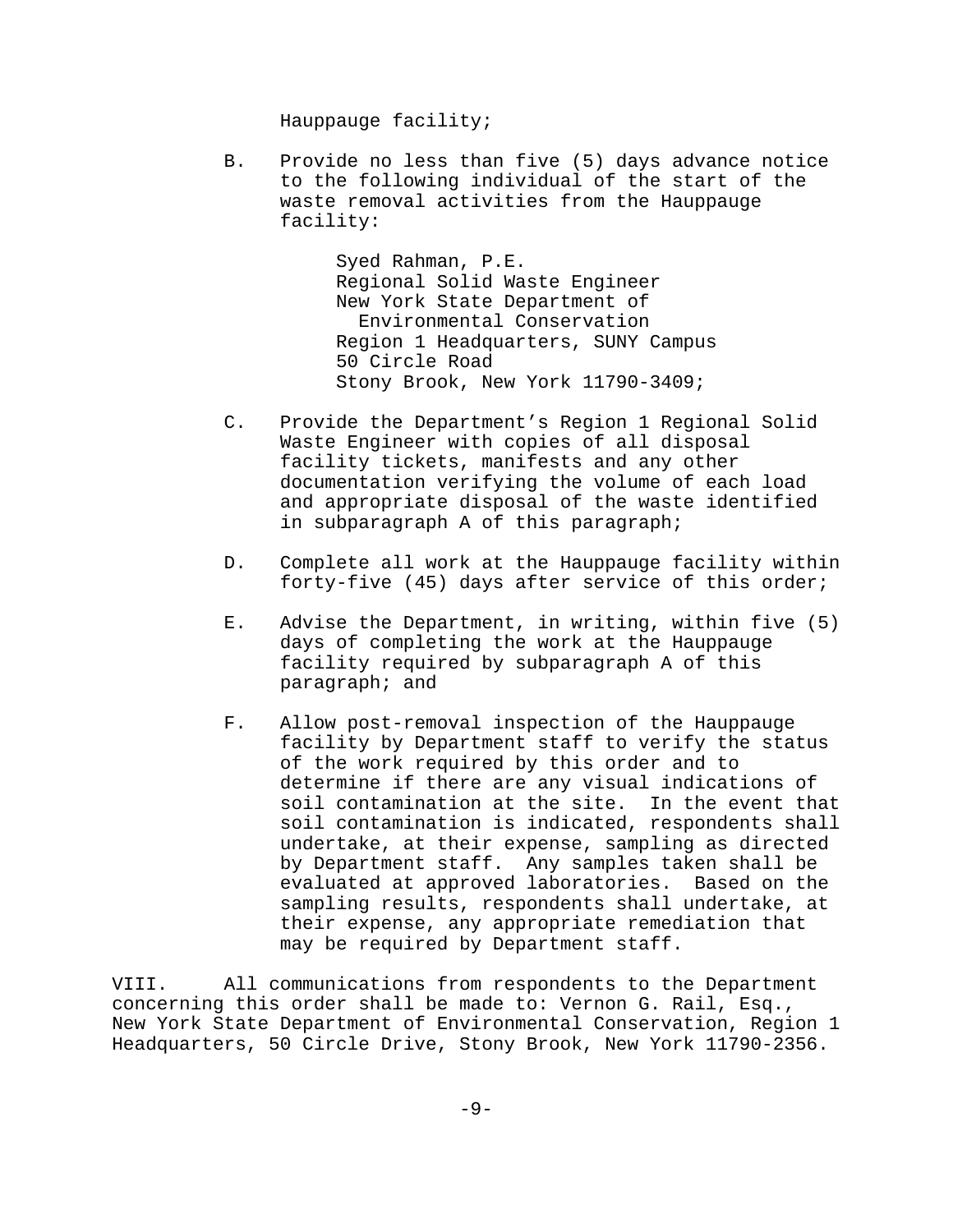Hauppauge facility;

B. Provide no less than five (5) days advance notice to the following individual of the start of the waste removal activities from the Hauppauge facility:

  Syed Rahman, P.E.
  Regional Solid Waste Engineer
  New York State Department of Environmental Conservation
  Region 1 Headquarters, SUNY Campus
  50 Circle Road
  Stony Brook, New York 11790-3409;

C. Provide the Department's Region 1 Regional Solid Waste Engineer with copies of all disposal facility tickets, manifests and any other documentation verifying the volume of each load and appropriate disposal of the waste identified in subparagraph A of this paragraph;

D. Complete all work at the Hauppauge facility within forty-five (45) days after service of this order;

E. Advise the Department, in writing, within five (5) days of completing the work at the Hauppauge facility required by subparagraph A of this paragraph; and

F. Allow post-removal inspection of the Hauppauge facility by Department staff to verify the status of the work required by this order and to determine if there are any visual indications of soil contamination at the site. In the event that soil contamination is indicated, respondents shall undertake, at their expense, sampling as directed by Department staff. Any samples taken shall be evaluated at approved laboratories. Based on the sampling results, respondents shall undertake, at their expense, any appropriate remediation that may be required by Department staff.

VIII. All communications from respondents to the Department concerning this order shall be made to: Vernon G. Rail, Esq., New York State Department of Environmental Conservation, Region 1 Headquarters, 50 Circle Drive, Stony Brook, New York 11790-2356.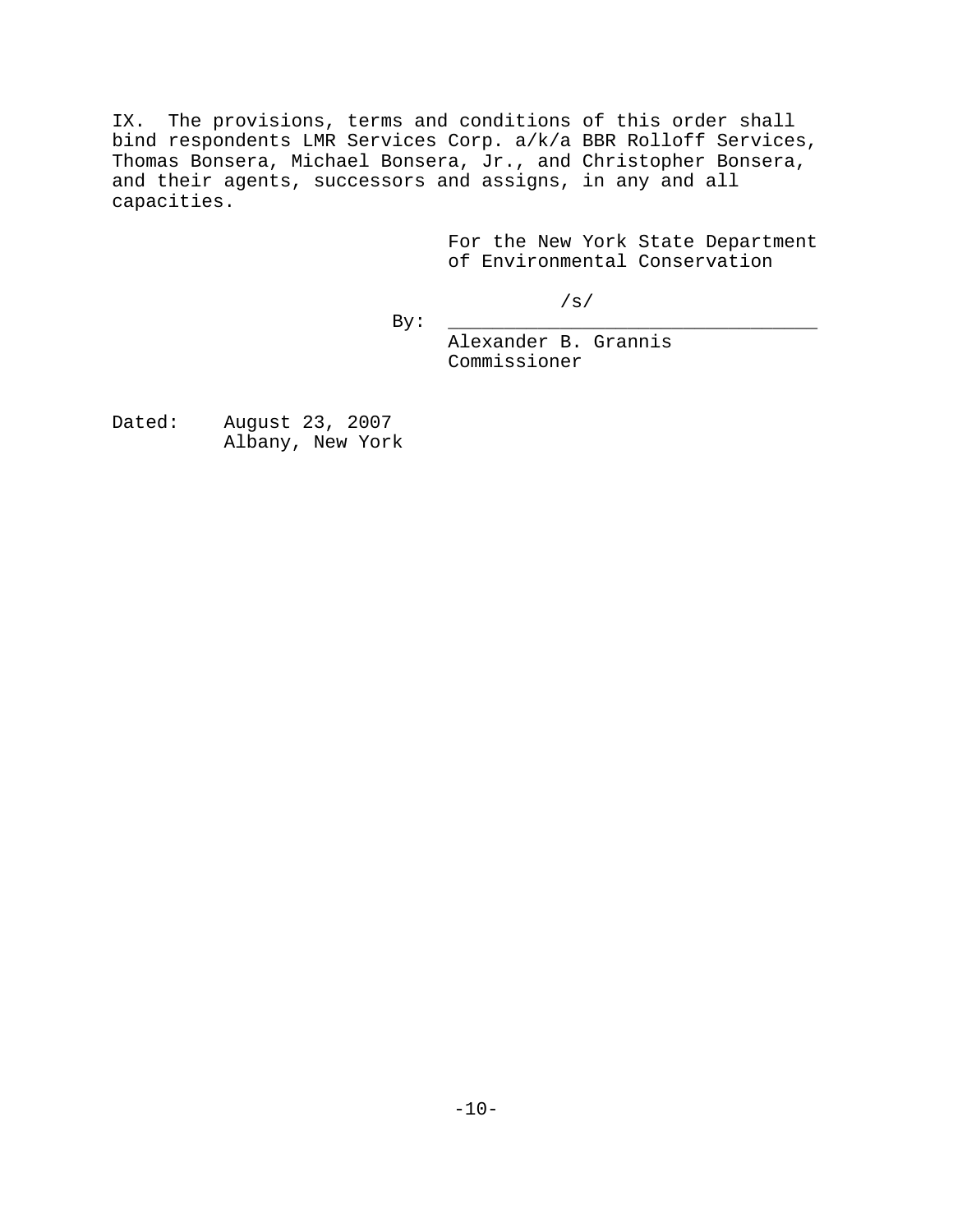IX. The provisions, terms and conditions of this order shall bind respondents LMR Services Corp. a/k/a BBR Rolloff Services, Thomas Bonsera, Michael Bonsera, Jr., and Christopher Bonsera, and their agents, successors and assigns, in any and all capacities.

For the New York State Department of Environmental Conservation

/s/

By: ________________________________

Alexander B. Grannis
Commissioner

Dated: August 23, 2007
Albany, New York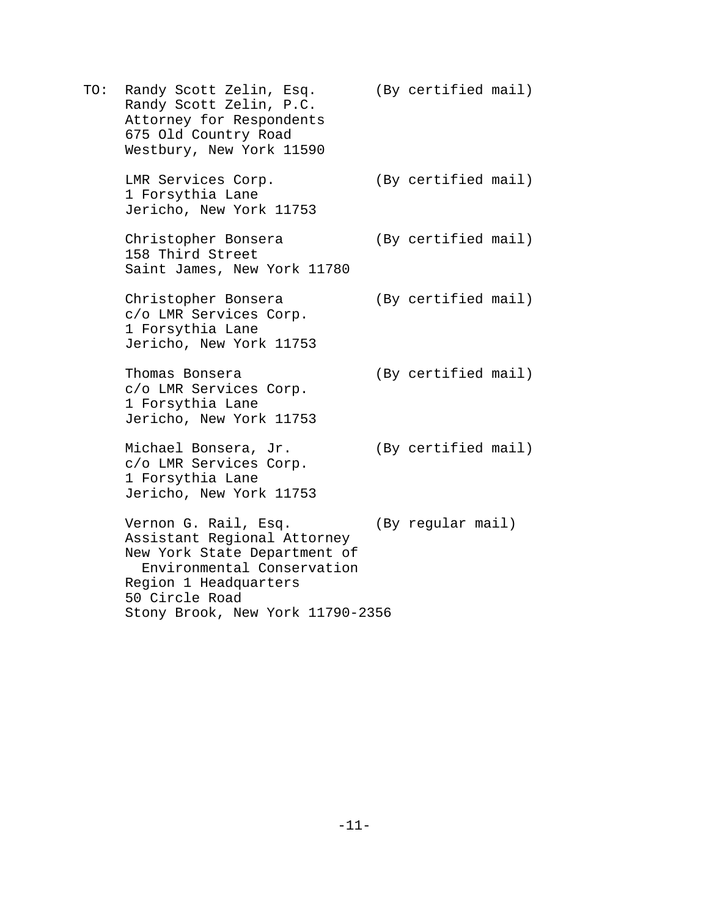TO: Randy Scott Zelin, Esq. (By certified mail)
Randy Scott Zelin, P.C.
Attorney for Respondents
675 Old Country Road
Westbury, New York 11590

LMR Services Corp. (By certified mail)
1 Forsythia Lane
Jericho, New York 11753

Christopher Bonsera (By certified mail)
158 Third Street
Saint James, New York 11780

Christopher Bonsera (By certified mail)
c/o LMR Services Corp.
1 Forsythia Lane
Jericho, New York 11753

Thomas Bonsera (By certified mail)
c/o LMR Services Corp.
1 Forsythia Lane
Jericho, New York 11753

Michael Bonsera, Jr. (By certified mail)
c/o LMR Services Corp.
1 Forsythia Lane
Jericho, New York 11753

Vernon G. Rail, Esq. (By regular mail)
Assistant Regional Attorney
New York State Department of Environmental Conservation
Region 1 Headquarters
50 Circle Road
Stony Brook, New York 11790-2356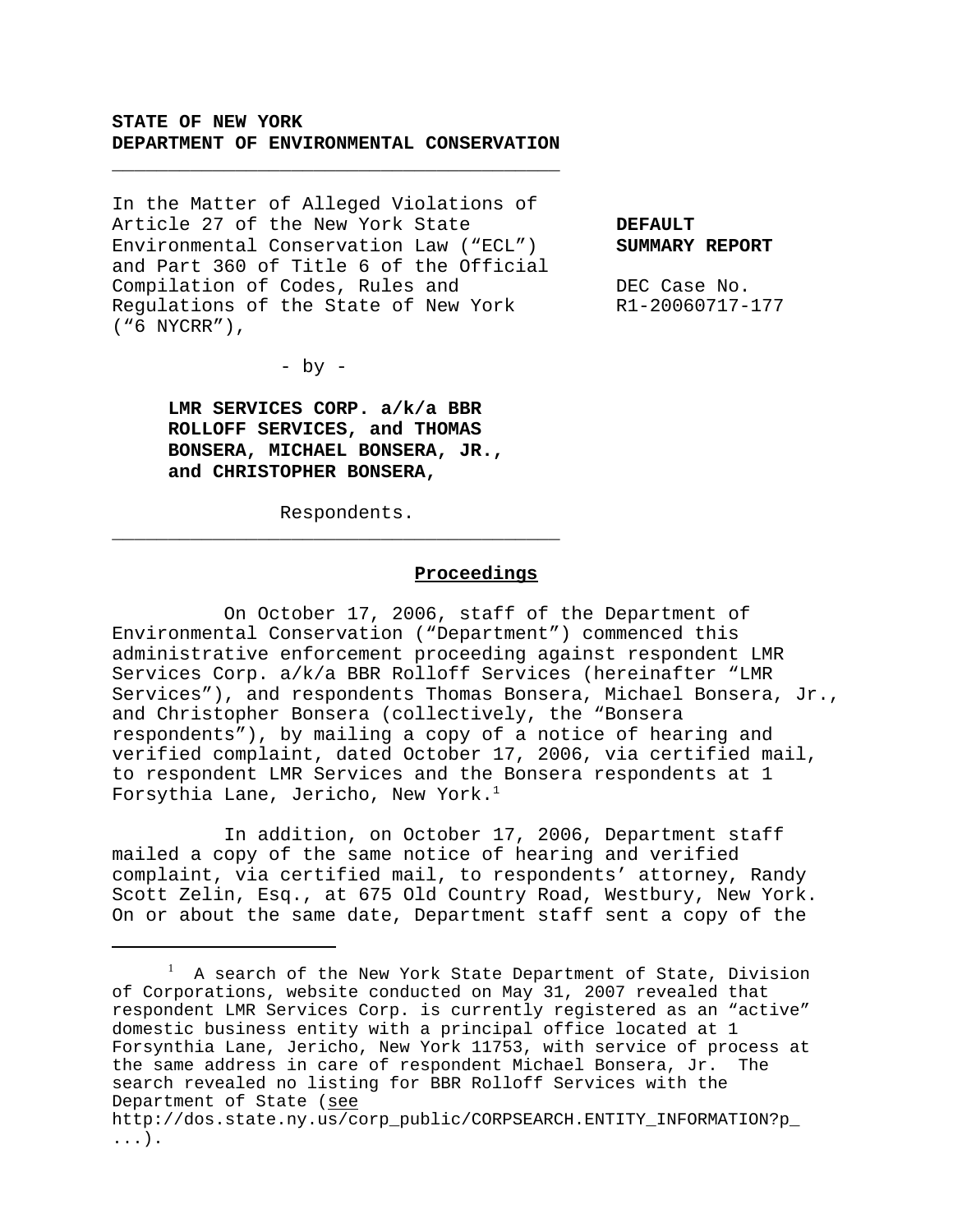**STATE OF NEW YORK**
**DEPARTMENT OF ENVIRONMENTAL CONSERVATION**

---

In the Matter of Alleged Violations of Article 27 of the New York State Environmental Conservation Law ("ECL") and Part 360 of Title 6 of the Official Compilation of Codes, Rules and Regulations of the State of New York ("6 NYCRR"),

- by -

**LMR SERVICES CORP. a/k/a BBR ROLLOFF SERVICES, and THOMAS BONSERA, MICHAEL BONSERA, JR., and CHRISTOPHER BONSERA,**

Respondents.

---

**DEFAULT SUMMARY REPORT**

DEC Case No. R1-20060717-177

## Proceedings

On October 17, 2006, staff of the Department of Environmental Conservation ("Department") commenced this administrative enforcement proceeding against respondent LMR Services Corp. a/k/a BBR Rolloff Services (hereinafter "LMR Services"), and respondents Thomas Bonsera, Michael Bonsera, Jr., and Christopher Bonsera (collectively, the "Bonsera respondents"), by mailing a copy of a notice of hearing and verified complaint, dated October 17, 2006, via certified mail, to respondent LMR Services and the Bonsera respondents at 1 Forsythia Lane, Jericho, New York.[1]

In addition, on October 17, 2006, Department staff mailed a copy of the same notice of hearing and verified complaint, via certified mail, to respondents' attorney, Randy Scott Zelin, Esq., at 675 Old Country Road, Westbury, New York. On or about the same date, Department staff sent a copy of the

---

[1] A search of the New York State Department of State, Division of Corporations, website conducted on May 31, 2007 revealed that respondent LMR Services Corp. is currently registered as an "active" domestic business entity with a principal office located at 1 Forsynthia Lane, Jericho, New York 11753, with service of process at the same address in care of respondent Michael Bonsera, Jr. The search revealed no listing for BBR Rolloff Services with the Department of State (see http://dos.state.ny.us/corp_public/CORPSEARCH.ENTITY_INFORMATION?p_...).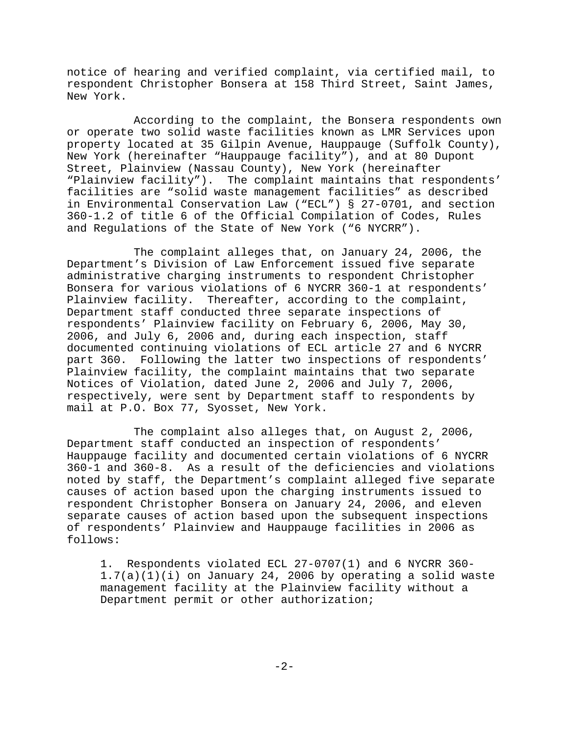notice of hearing and verified complaint, via certified mail, to respondent Christopher Bonsera at 158 Third Street, Saint James, New York.

According to the complaint, the Bonsera respondents own or operate two solid waste facilities known as LMR Services upon property located at 35 Gilpin Avenue, Hauppauge (Suffolk County), New York (hereinafter "Hauppauge facility"), and at 80 Dupont Street, Plainview (Nassau County), New York (hereinafter "Plainview facility"). The complaint maintains that respondents' facilities are "solid waste management facilities" as described in Environmental Conservation Law ("ECL") § 27-0701, and section 360-1.2 of title 6 of the Official Compilation of Codes, Rules and Regulations of the State of New York ("6 NYCRR").

The complaint alleges that, on January 24, 2006, the Department's Division of Law Enforcement issued five separate administrative charging instruments to respondent Christopher Bonsera for various violations of 6 NYCRR 360-1 at respondents' Plainview facility. Thereafter, according to the complaint, Department staff conducted three separate inspections of respondents' Plainview facility on February 6, 2006, May 30, 2006, and July 6, 2006 and, during each inspection, staff documented continuing violations of ECL article 27 and 6 NYCRR part 360. Following the latter two inspections of respondents' Plainview facility, the complaint maintains that two separate Notices of Violation, dated June 2, 2006 and July 7, 2006, respectively, were sent by Department staff to respondents by mail at P.O. Box 77, Syosset, New York.

The complaint also alleges that, on August 2, 2006, Department staff conducted an inspection of respondents' Hauppauge facility and documented certain violations of 6 NYCRR 360-1 and 360-8. As a result of the deficiencies and violations noted by staff, the Department's complaint alleged five separate causes of action based upon the charging instruments issued to respondent Christopher Bonsera on January 24, 2006, and eleven separate causes of action based upon the subsequent inspections of respondents' Plainview and Hauppauge facilities in 2006 as follows:

1. Respondents violated ECL 27-0707(1) and 6 NYCRR 360-1.7(a)(1)(i) on January 24, 2006 by operating a solid waste management facility at the Plainview facility without a Department permit or other authorization;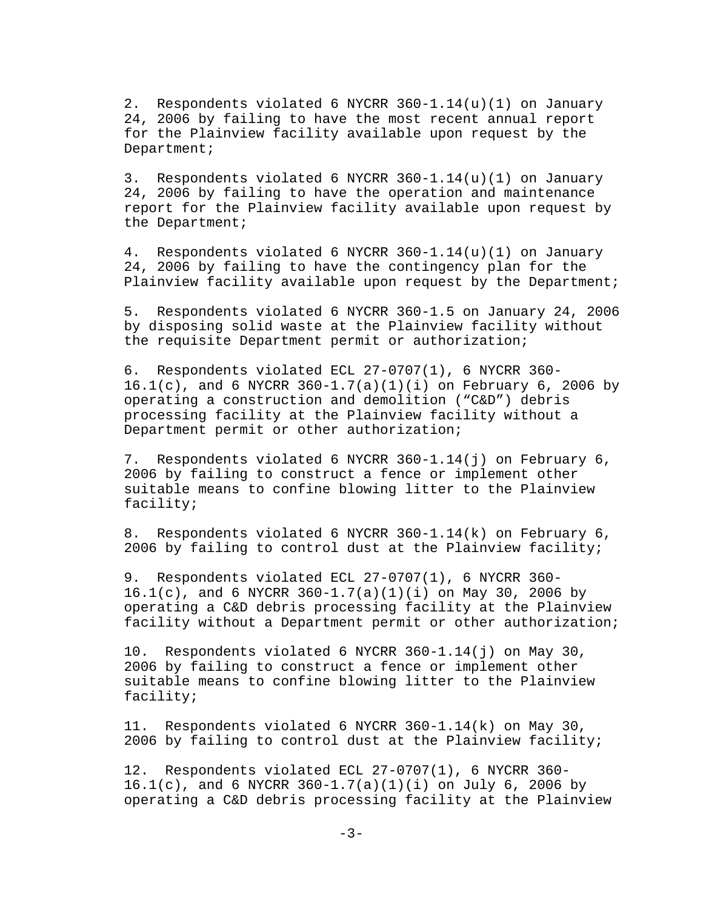2. Respondents violated 6 NYCRR 360-1.14(u)(1) on January 24, 2006 by failing to have the most recent annual report for the Plainview facility available upon request by the Department;

3. Respondents violated 6 NYCRR 360-1.14(u)(1) on January 24, 2006 by failing to have the operation and maintenance report for the Plainview facility available upon request by the Department;

4. Respondents violated 6 NYCRR 360-1.14(u)(1) on January 24, 2006 by failing to have the contingency plan for the Plainview facility available upon request by the Department;

5. Respondents violated 6 NYCRR 360-1.5 on January 24, 2006 by disposing solid waste at the Plainview facility without the requisite Department permit or authorization;

6. Respondents violated ECL 27-0707(1), 6 NYCRR 360-16.1(c), and 6 NYCRR 360-1.7(a)(1)(i) on February 6, 2006 by operating a construction and demolition ("C&D") debris processing facility at the Plainview facility without a Department permit or other authorization;

7. Respondents violated 6 NYCRR 360-1.14(j) on February 6, 2006 by failing to construct a fence or implement other suitable means to confine blowing litter to the Plainview facility;

8. Respondents violated 6 NYCRR 360-1.14(k) on February 6, 2006 by failing to control dust at the Plainview facility;

9. Respondents violated ECL 27-0707(1), 6 NYCRR 360-16.1(c), and 6 NYCRR 360-1.7(a)(1)(i) on May 30, 2006 by operating a C&D debris processing facility at the Plainview facility without a Department permit or other authorization;

10. Respondents violated 6 NYCRR 360-1.14(j) on May 30, 2006 by failing to construct a fence or implement other suitable means to confine blowing litter to the Plainview facility;

11. Respondents violated 6 NYCRR 360-1.14(k) on May 30, 2006 by failing to control dust at the Plainview facility;

12. Respondents violated ECL 27-0707(1), 6 NYCRR 360-16.1(c), and 6 NYCRR 360-1.7(a)(1)(i) on July 6, 2006 by operating a C&D debris processing facility at the Plainview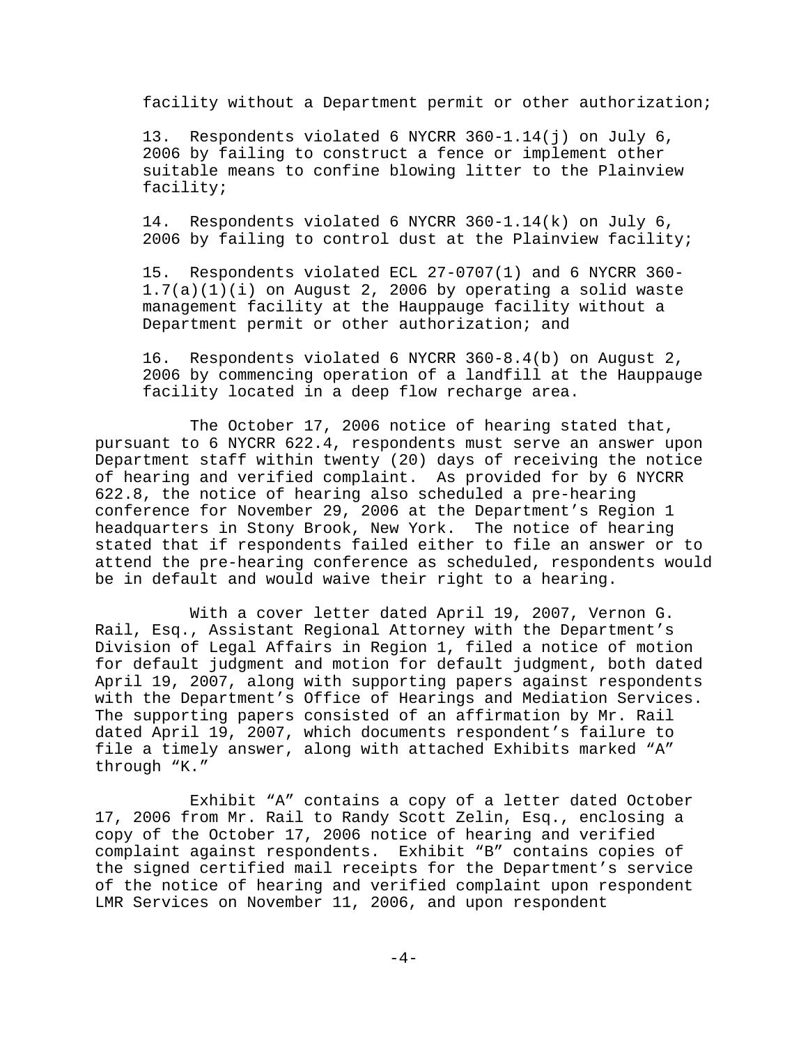facility without a Department permit or other authorization;

13. Respondents violated 6 NYCRR 360-1.14(j) on July 6, 2006 by failing to construct a fence or implement other suitable means to confine blowing litter to the Plainview facility;

14. Respondents violated 6 NYCRR 360-1.14(k) on July 6, 2006 by failing to control dust at the Plainview facility;

15. Respondents violated ECL 27-0707(1) and 6 NYCRR 360-1.7(a)(1)(i) on August 2, 2006 by operating a solid waste management facility at the Hauppauge facility without a Department permit or other authorization; and

16. Respondents violated 6 NYCRR 360-8.4(b) on August 2, 2006 by commencing operation of a landfill at the Hauppauge facility located in a deep flow recharge area.

The October 17, 2006 notice of hearing stated that, pursuant to 6 NYCRR 622.4, respondents must serve an answer upon Department staff within twenty (20) days of receiving the notice of hearing and verified complaint. As provided for by 6 NYCRR 622.8, the notice of hearing also scheduled a pre-hearing conference for November 29, 2006 at the Department's Region 1 headquarters in Stony Brook, New York. The notice of hearing stated that if respondents failed either to file an answer or to attend the pre-hearing conference as scheduled, respondents would be in default and would waive their right to a hearing.

With a cover letter dated April 19, 2007, Vernon G. Rail, Esq., Assistant Regional Attorney with the Department's Division of Legal Affairs in Region 1, filed a notice of motion for default judgment and motion for default judgment, both dated April 19, 2007, along with supporting papers against respondents with the Department's Office of Hearings and Mediation Services. The supporting papers consisted of an affirmation by Mr. Rail dated April 19, 2007, which documents respondent's failure to file a timely answer, along with attached Exhibits marked "A" through "K."

Exhibit "A" contains a copy of a letter dated October 17, 2006 from Mr. Rail to Randy Scott Zelin, Esq., enclosing a copy of the October 17, 2006 notice of hearing and verified complaint against respondents. Exhibit "B" contains copies of the signed certified mail receipts for the Department's service of the notice of hearing and verified complaint upon respondent LMR Services on November 11, 2006, and upon respondent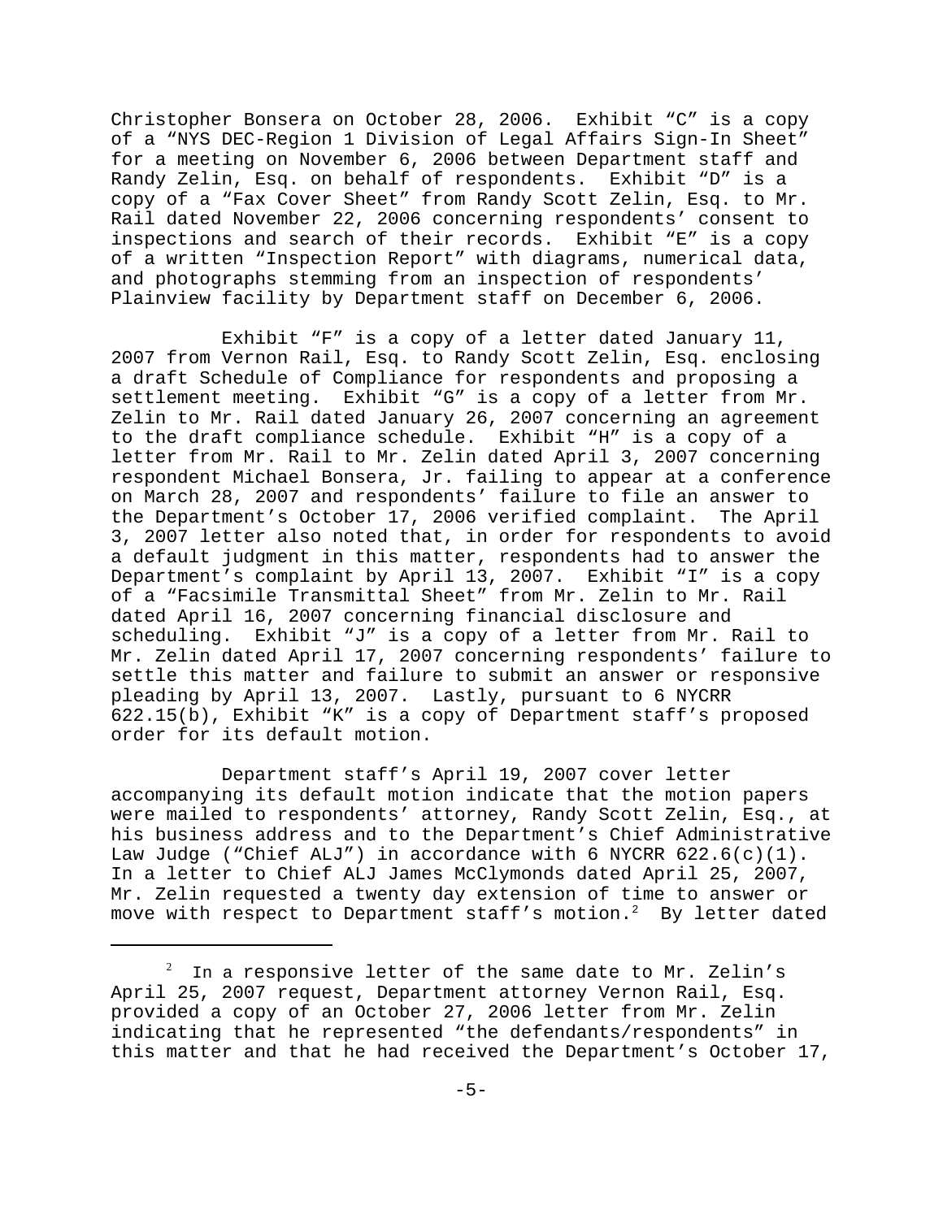Christopher Bonsera on October 28, 2006. Exhibit "C" is a copy of a "NYS DEC-Region 1 Division of Legal Affairs Sign-In Sheet" for a meeting on November 6, 2006 between Department staff and Randy Zelin, Esq. on behalf of respondents. Exhibit "D" is a copy of a "Fax Cover Sheet" from Randy Scott Zelin, Esq. to Mr. Rail dated November 22, 2006 concerning respondents' consent to inspections and search of their records. Exhibit "E" is a copy of a written "Inspection Report" with diagrams, numerical data, and photographs stemming from an inspection of respondents' Plainview facility by Department staff on December 6, 2006.

Exhibit "F" is a copy of a letter dated January 11, 2007 from Vernon Rail, Esq. to Randy Scott Zelin, Esq. enclosing a draft Schedule of Compliance for respondents and proposing a settlement meeting. Exhibit "G" is a copy of a letter from Mr. Zelin to Mr. Rail dated January 26, 2007 concerning an agreement to the draft compliance schedule. Exhibit "H" is a copy of a letter from Mr. Rail to Mr. Zelin dated April 3, 2007 concerning respondent Michael Bonsera, Jr. failing to appear at a conference on March 28, 2007 and respondents' failure to file an answer to the Department's October 17, 2006 verified complaint. The April 3, 2007 letter also noted that, in order for respondents to avoid a default judgment in this matter, respondents had to answer the Department's complaint by April 13, 2007. Exhibit "I" is a copy of a "Facsimile Transmittal Sheet" from Mr. Zelin to Mr. Rail dated April 16, 2007 concerning financial disclosure and scheduling. Exhibit "J" is a copy of a letter from Mr. Rail to Mr. Zelin dated April 17, 2007 concerning respondents' failure to settle this matter and failure to submit an answer or responsive pleading by April 13, 2007. Lastly, pursuant to 6 NYCRR 622.15(b), Exhibit "K" is a copy of Department staff's proposed order for its default motion.

Department staff's April 19, 2007 cover letter accompanying its default motion indicate that the motion papers were mailed to respondents' attorney, Randy Scott Zelin, Esq., at his business address and to the Department's Chief Administrative Law Judge ("Chief ALJ") in accordance with 6 NYCRR 622.6(c)(1). In a letter to Chief ALJ James McClymonds dated April 25, 2007, Mr. Zelin requested a twenty day extension of time to answer or move with respect to Department staff's motion.[2] By letter dated

[2] In a responsive letter of the same date to Mr. Zelin's April 25, 2007 request, Department attorney Vernon Rail, Esq. provided a copy of an October 27, 2006 letter from Mr. Zelin indicating that he represented "the defendants/respondents" in this matter and that he had received the Department's October 17,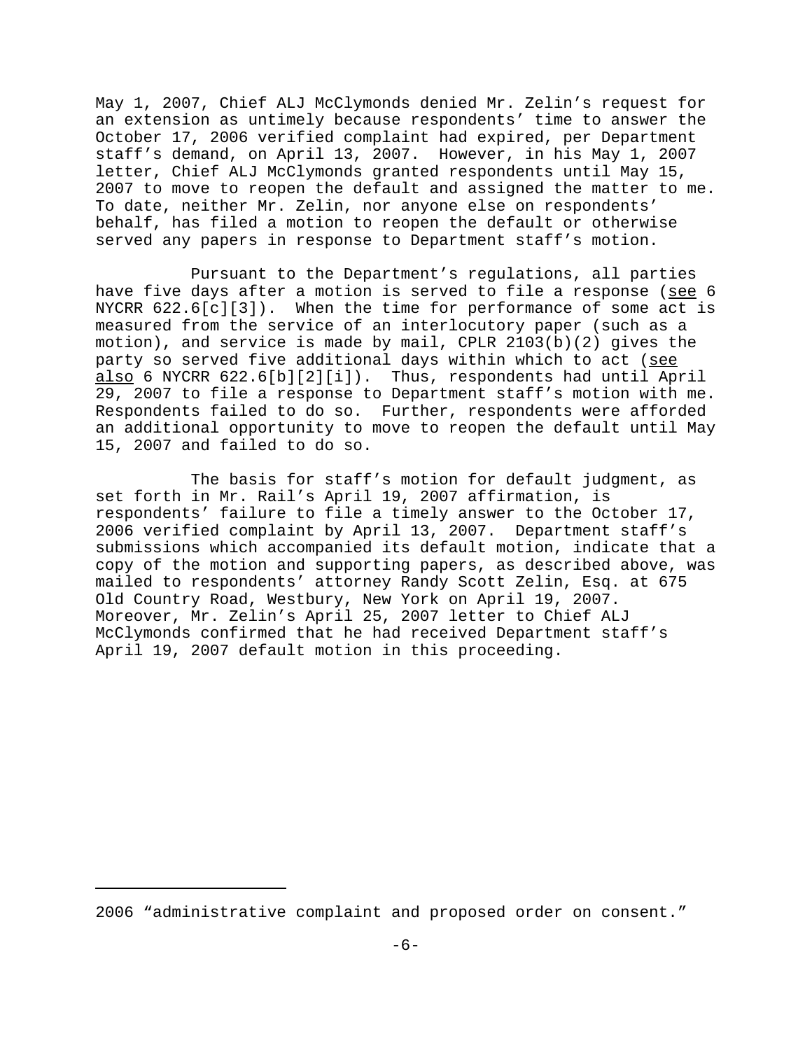May 1, 2007, Chief ALJ McClymonds denied Mr. Zelin's request for an extension as untimely because respondents' time to answer the October 17, 2006 verified complaint had expired, per Department staff's demand, on April 13, 2007. However, in his May 1, 2007 letter, Chief ALJ McClymonds granted respondents until May 15, 2007 to move to reopen the default and assigned the matter to me. To date, neither Mr. Zelin, nor anyone else on respondents' behalf, has filed a motion to reopen the default or otherwise served any papers in response to Department staff's motion.

Pursuant to the Department's regulations, all parties have five days after a motion is served to file a response (see 6 NYCRR 622.6[c][3]). When the time for performance of some act is measured from the service of an interlocutory paper (such as a motion), and service is made by mail, CPLR 2103(b)(2) gives the party so served five additional days within which to act (see also 6 NYCRR 622.6[b][2][i]). Thus, respondents had until April 29, 2007 to file a response to Department staff's motion with me. Respondents failed to do so. Further, respondents were afforded an additional opportunity to move to reopen the default until May 15, 2007 and failed to do so.

The basis for staff's motion for default judgment, as set forth in Mr. Rail's April 19, 2007 affirmation, is respondents' failure to file a timely answer to the October 17, 2006 verified complaint by April 13, 2007. Department staff's submissions which accompanied its default motion, indicate that a copy of the motion and supporting papers, as described above, was mailed to respondents' attorney Randy Scott Zelin, Esq. at 675 Old Country Road, Westbury, New York on April 19, 2007. Moreover, Mr. Zelin's April 25, 2007 letter to Chief ALJ McClymonds confirmed that he had received Department staff's April 19, 2007 default motion in this proceeding.

---

2006 "administrative complaint and proposed order on consent."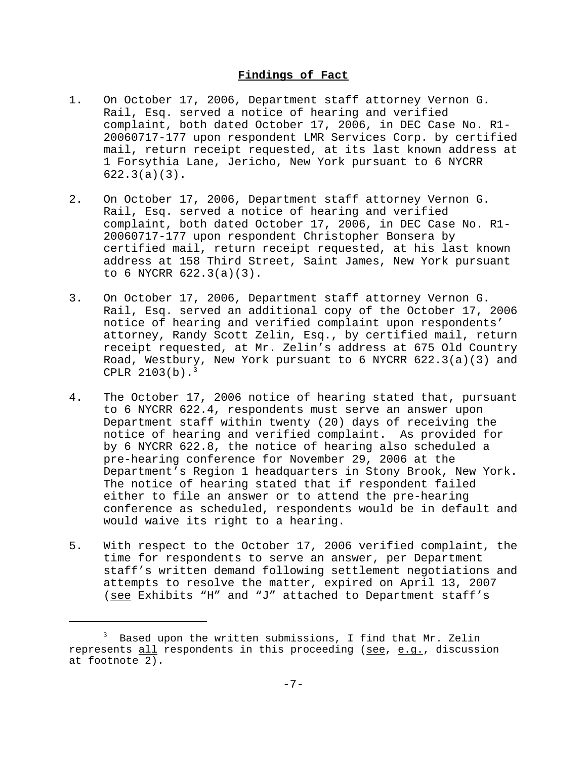## **Findings of Fact**

1. On October 17, 2006, Department staff attorney Vernon G. Rail, Esq. served a notice of hearing and verified complaint, both dated October 17, 2006, in DEC Case No. R1-20060717-177 upon respondent LMR Services Corp. by certified mail, return receipt requested, at its last known address at 1 Forsythia Lane, Jericho, New York pursuant to 6 NYCRR 622.3(a)(3).

2. On October 17, 2006, Department staff attorney Vernon G. Rail, Esq. served a notice of hearing and verified complaint, both dated October 17, 2006, in DEC Case No. R1-20060717-177 upon respondent Christopher Bonsera by certified mail, return receipt requested, at his last known address at 158 Third Street, Saint James, New York pursuant to 6 NYCRR 622.3(a)(3).

3. On October 17, 2006, Department staff attorney Vernon G. Rail, Esq. served an additional copy of the October 17, 2006 notice of hearing and verified complaint upon respondents' attorney, Randy Scott Zelin, Esq., by certified mail, return receipt requested, at Mr. Zelin's address at 675 Old Country Road, Westbury, New York pursuant to 6 NYCRR 622.3(a)(3) and CPLR 2103(b).[3]

4. The October 17, 2006 notice of hearing stated that, pursuant to 6 NYCRR 622.4, respondents must serve an answer upon Department staff within twenty (20) days of receiving the notice of hearing and verified complaint. As provided for by 6 NYCRR 622.8, the notice of hearing also scheduled a pre-hearing conference for November 29, 2006 at the Department's Region 1 headquarters in Stony Brook, New York. The notice of hearing stated that if respondent failed either to file an answer or to attend the pre-hearing conference as scheduled, respondents would be in default and would waive its right to a hearing.

5. With respect to the October 17, 2006 verified complaint, the time for respondents to serve an answer, per Department staff's written demand following settlement negotiations and attempts to resolve the matter, expired on April 13, 2007 (see Exhibits "H" and "J" attached to Department staff's

---

[3] Based upon the written submissions, I find that Mr. Zelin represents all respondents in this proceeding (see, e.g., discussion at footnote 2).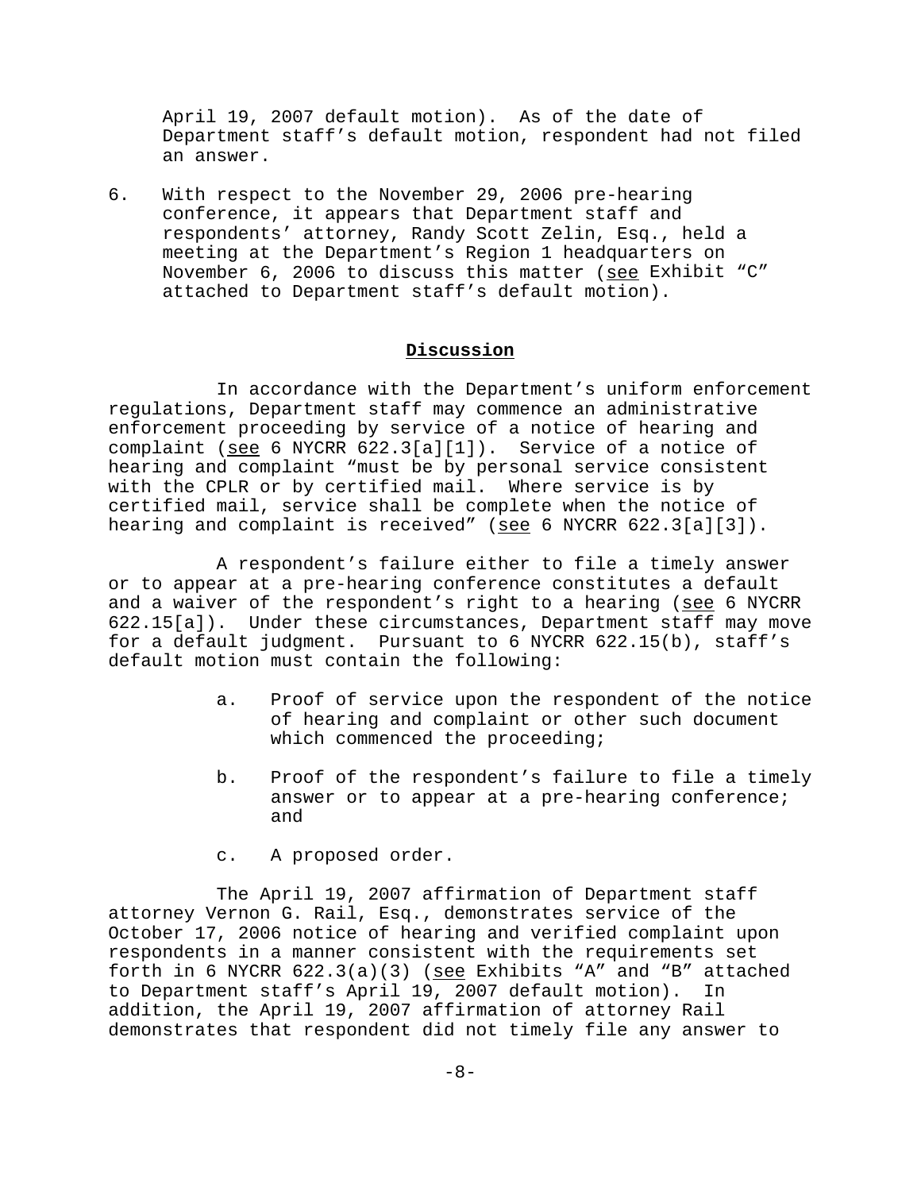April 19, 2007 default motion). As of the date of Department staff's default motion, respondent had not filed an answer.

6. With respect to the November 29, 2006 pre-hearing conference, it appears that Department staff and respondents' attorney, Randy Scott Zelin, Esq., held a meeting at the Department's Region 1 headquarters on November 6, 2006 to discuss this matter (see Exhibit "C" attached to Department staff's default motion).

## Discussion

In accordance with the Department's uniform enforcement regulations, Department staff may commence an administrative enforcement proceeding by service of a notice of hearing and complaint (see 6 NYCRR 622.3[a][1]). Service of a notice of hearing and complaint "must be by personal service consistent with the CPLR or by certified mail. Where service is by certified mail, service shall be complete when the notice of hearing and complaint is received" (see 6 NYCRR 622.3[a][3]).

A respondent's failure either to file a timely answer or to appear at a pre-hearing conference constitutes a default and a waiver of the respondent's right to a hearing (see 6 NYCRR 622.15[a]). Under these circumstances, Department staff may move for a default judgment. Pursuant to 6 NYCRR 622.15(b), staff's default motion must contain the following:

a. Proof of service upon the respondent of the notice of hearing and complaint or other such document which commenced the proceeding;

b. Proof of the respondent's failure to file a timely answer or to appear at a pre-hearing conference; and

c. A proposed order.

The April 19, 2007 affirmation of Department staff attorney Vernon G. Rail, Esq., demonstrates service of the October 17, 2006 notice of hearing and verified complaint upon respondents in a manner consistent with the requirements set forth in 6 NYCRR 622.3(a)(3) (see Exhibits "A" and "B" attached to Department staff's April 19, 2007 default motion). In addition, the April 19, 2007 affirmation of attorney Rail demonstrates that respondent did not timely file any answer to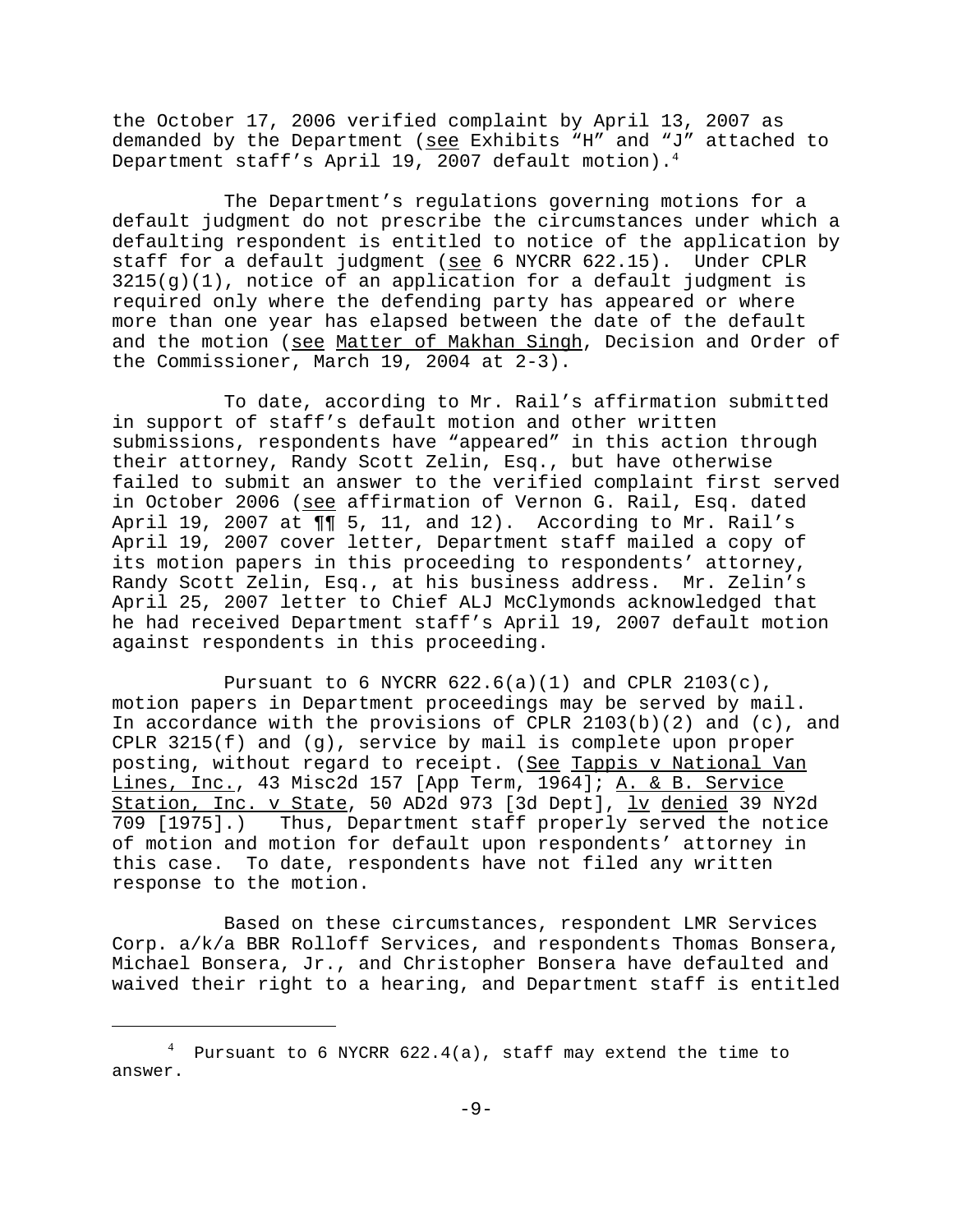the October 17, 2006 verified complaint by April 13, 2007 as demanded by the Department (see Exhibits "H" and "J" attached to Department staff's April 19, 2007 default motion).[4]

The Department's regulations governing motions for a default judgment do not prescribe the circumstances under which a defaulting respondent is entitled to notice of the application by staff for a default judgment (see 6 NYCRR 622.15). Under CPLR 3215(g)(1), notice of an application for a default judgment is required only where the defending party has appeared or where more than one year has elapsed between the date of the default and the motion (see Matter of Makhan Singh, Decision and Order of the Commissioner, March 19, 2004 at 2-3).

To date, according to Mr. Rail's affirmation submitted in support of staff's default motion and other written submissions, respondents have "appeared" in this action through their attorney, Randy Scott Zelin, Esq., but have otherwise failed to submit an answer to the verified complaint first served in October 2006 (see affirmation of Vernon G. Rail, Esq. dated April 19, 2007 at ¶¶ 5, 11, and 12). According to Mr. Rail's April 19, 2007 cover letter, Department staff mailed a copy of its motion papers in this proceeding to respondents' attorney, Randy Scott Zelin, Esq., at his business address. Mr. Zelin's April 25, 2007 letter to Chief ALJ McClymonds acknowledged that he had received Department staff's April 19, 2007 default motion against respondents in this proceeding.

Pursuant to 6 NYCRR 622.6(a)(1) and CPLR 2103(c), motion papers in Department proceedings may be served by mail. In accordance with the provisions of CPLR 2103(b)(2) and (c), and CPLR 3215(f) and (g), service by mail is complete upon proper posting, without regard to receipt. (See Tappis v National Van Lines, Inc., 43 Misc2d 157 [App Term, 1964]; A. & B. Service Station, Inc. v State, 50 AD2d 973 [3d Dept], lv denied 39 NY2d 709 [1975].) Thus, Department staff properly served the notice of motion and motion for default upon respondents' attorney in this case. To date, respondents have not filed any written response to the motion.

Based on these circumstances, respondent LMR Services Corp. a/k/a BBR Rolloff Services, and respondents Thomas Bonsera, Michael Bonsera, Jr., and Christopher Bonsera have defaulted and waived their right to a hearing, and Department staff is entitled

---

[4] Pursuant to 6 NYCRR 622.4(a), staff may extend the time to answer.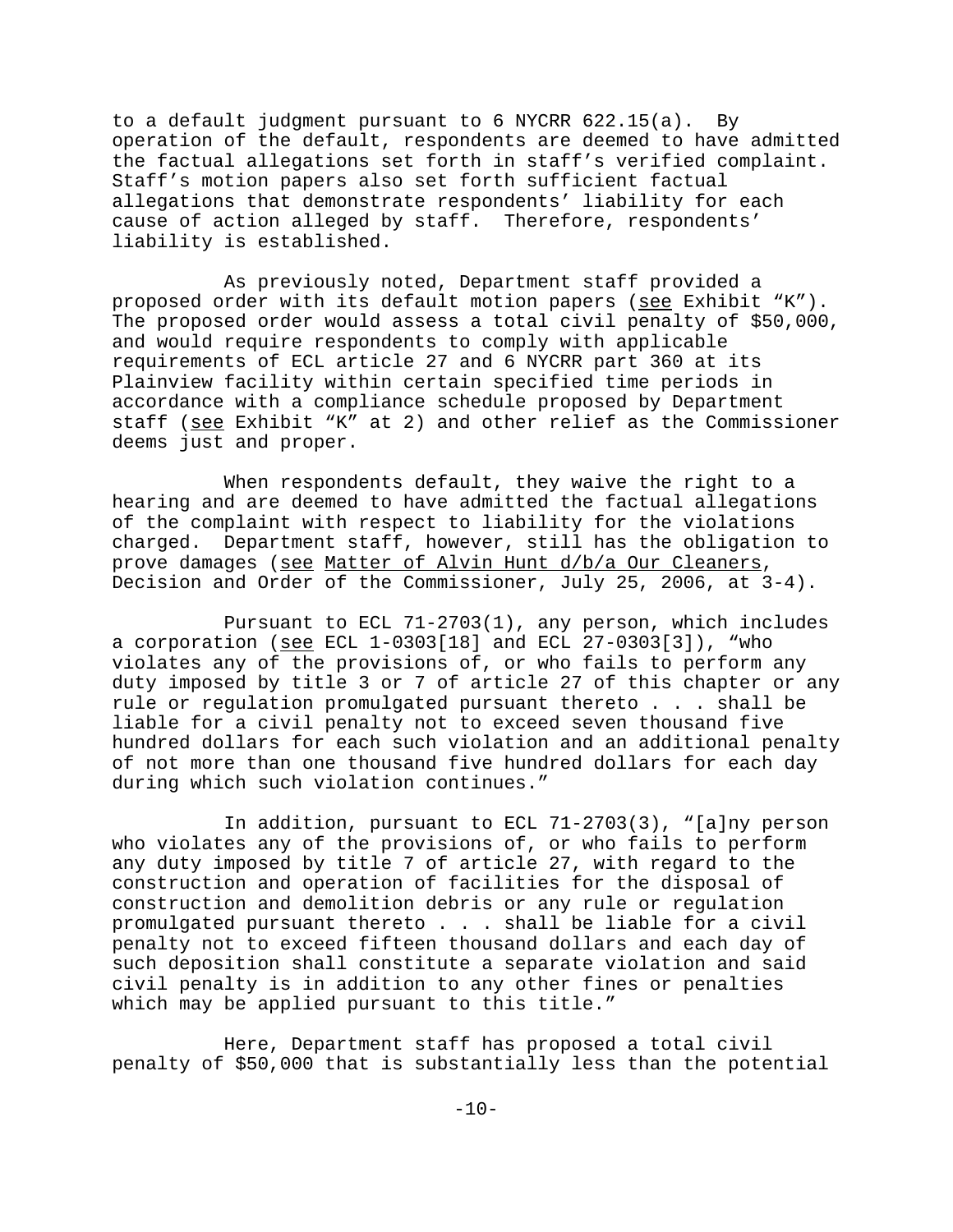to a default judgment pursuant to 6 NYCRR 622.15(a). By operation of the default, respondents are deemed to have admitted the factual allegations set forth in staff's verified complaint. Staff's motion papers also set forth sufficient factual allegations that demonstrate respondents' liability for each cause of action alleged by staff. Therefore, respondents' liability is established.

As previously noted, Department staff provided a proposed order with its default motion papers (see Exhibit "K"). The proposed order would assess a total civil penalty of $50,000, and would require respondents to comply with applicable requirements of ECL article 27 and 6 NYCRR part 360 at its Plainview facility within certain specified time periods in accordance with a compliance schedule proposed by Department staff (see Exhibit "K" at 2) and other relief as the Commissioner deems just and proper.

When respondents default, they waive the right to a hearing and are deemed to have admitted the factual allegations of the complaint with respect to liability for the violations charged. Department staff, however, still has the obligation to prove damages (see Matter of Alvin Hunt d/b/a Our Cleaners, Decision and Order of the Commissioner, July 25, 2006, at 3-4).

Pursuant to ECL 71-2703(1), any person, which includes a corporation (see ECL 1-0303[18] and ECL 27-0303[3]), "who violates any of the provisions of, or who fails to perform any duty imposed by title 3 or 7 of article 27 of this chapter or any rule or regulation promulgated pursuant thereto . . . shall be liable for a civil penalty not to exceed seven thousand five hundred dollars for each such violation and an additional penalty of not more than one thousand five hundred dollars for each day during which such violation continues."

In addition, pursuant to ECL 71-2703(3), "[a]ny person who violates any of the provisions of, or who fails to perform any duty imposed by title 7 of article 27, with regard to the construction and operation of facilities for the disposal of construction and demolition debris or any rule or regulation promulgated pursuant thereto . . . shall be liable for a civil penalty not to exceed fifteen thousand dollars and each day of such deposition shall constitute a separate violation and said civil penalty is in addition to any other fines or penalties which may be applied pursuant to this title."

Here, Department staff has proposed a total civil penalty of $50,000 that is substantially less than the potential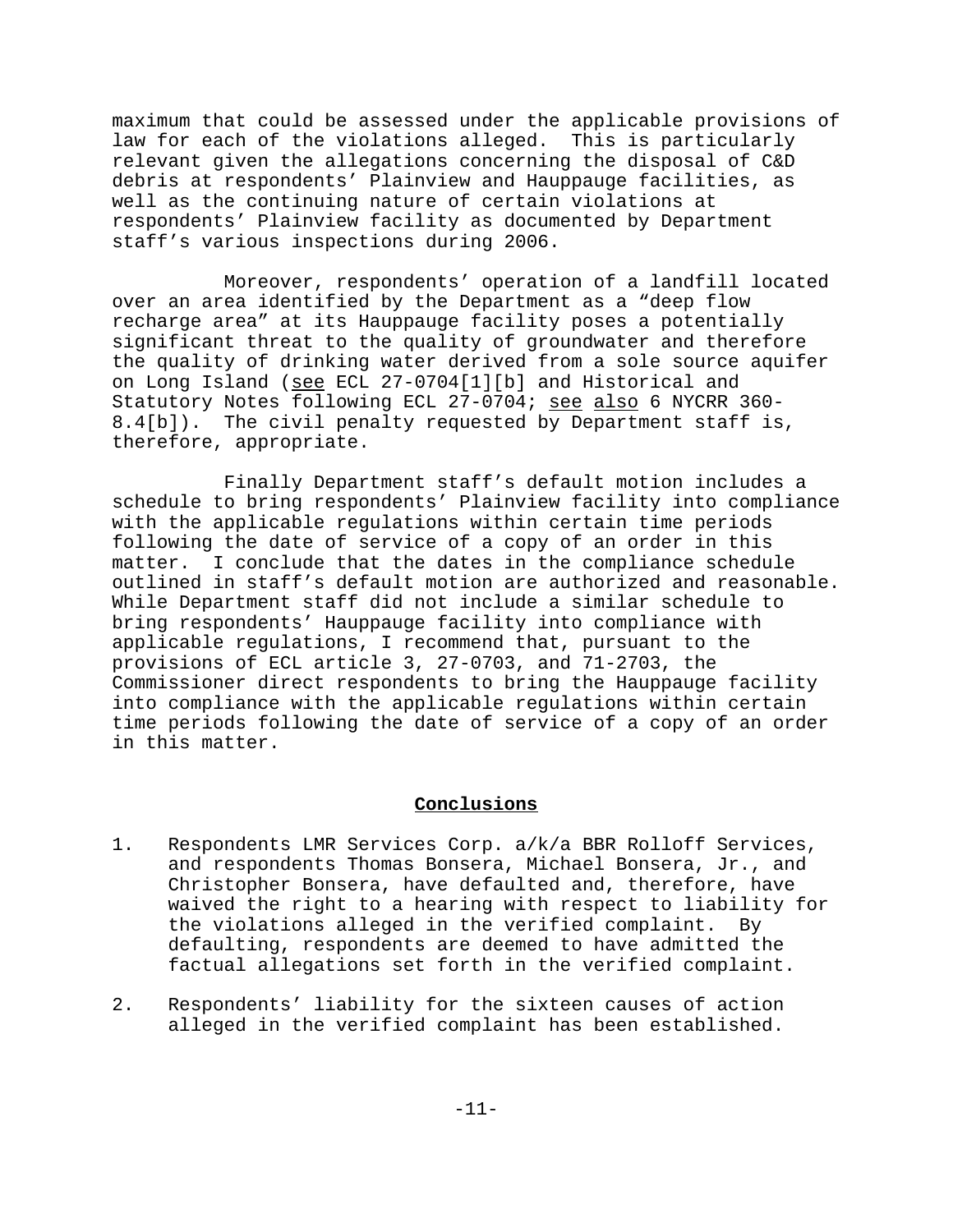maximum that could be assessed under the applicable provisions of law for each of the violations alleged. This is particularly relevant given the allegations concerning the disposal of C&D debris at respondents' Plainview and Hauppauge facilities, as well as the continuing nature of certain violations at respondents' Plainview facility as documented by Department staff's various inspections during 2006.

Moreover, respondents' operation of a landfill located over an area identified by the Department as a "deep flow recharge area" at its Hauppauge facility poses a potentially significant threat to the quality of groundwater and therefore the quality of drinking water derived from a sole source aquifer on Long Island (see ECL 27-0704[1][b] and Historical and Statutory Notes following ECL 27-0704; see also 6 NYCRR 360-8.4[b]). The civil penalty requested by Department staff is, therefore, appropriate.

Finally Department staff's default motion includes a schedule to bring respondents' Plainview facility into compliance with the applicable regulations within certain time periods following the date of service of a copy of an order in this matter. I conclude that the dates in the compliance schedule outlined in staff's default motion are authorized and reasonable. While Department staff did not include a similar schedule to bring respondents' Hauppauge facility into compliance with applicable regulations, I recommend that, pursuant to the provisions of ECL article 3, 27-0703, and 71-2703, the Commissioner direct respondents to bring the Hauppauge facility into compliance with the applicable regulations within certain time periods following the date of service of a copy of an order in this matter.

## Conclusions

1. Respondents LMR Services Corp. a/k/a BBR Rolloff Services, and respondents Thomas Bonsera, Michael Bonsera, Jr., and Christopher Bonsera, have defaulted and, therefore, have waived the right to a hearing with respect to liability for the violations alleged in the verified complaint. By defaulting, respondents are deemed to have admitted the factual allegations set forth in the verified complaint.

2. Respondents' liability for the sixteen causes of action alleged in the verified complaint has been established.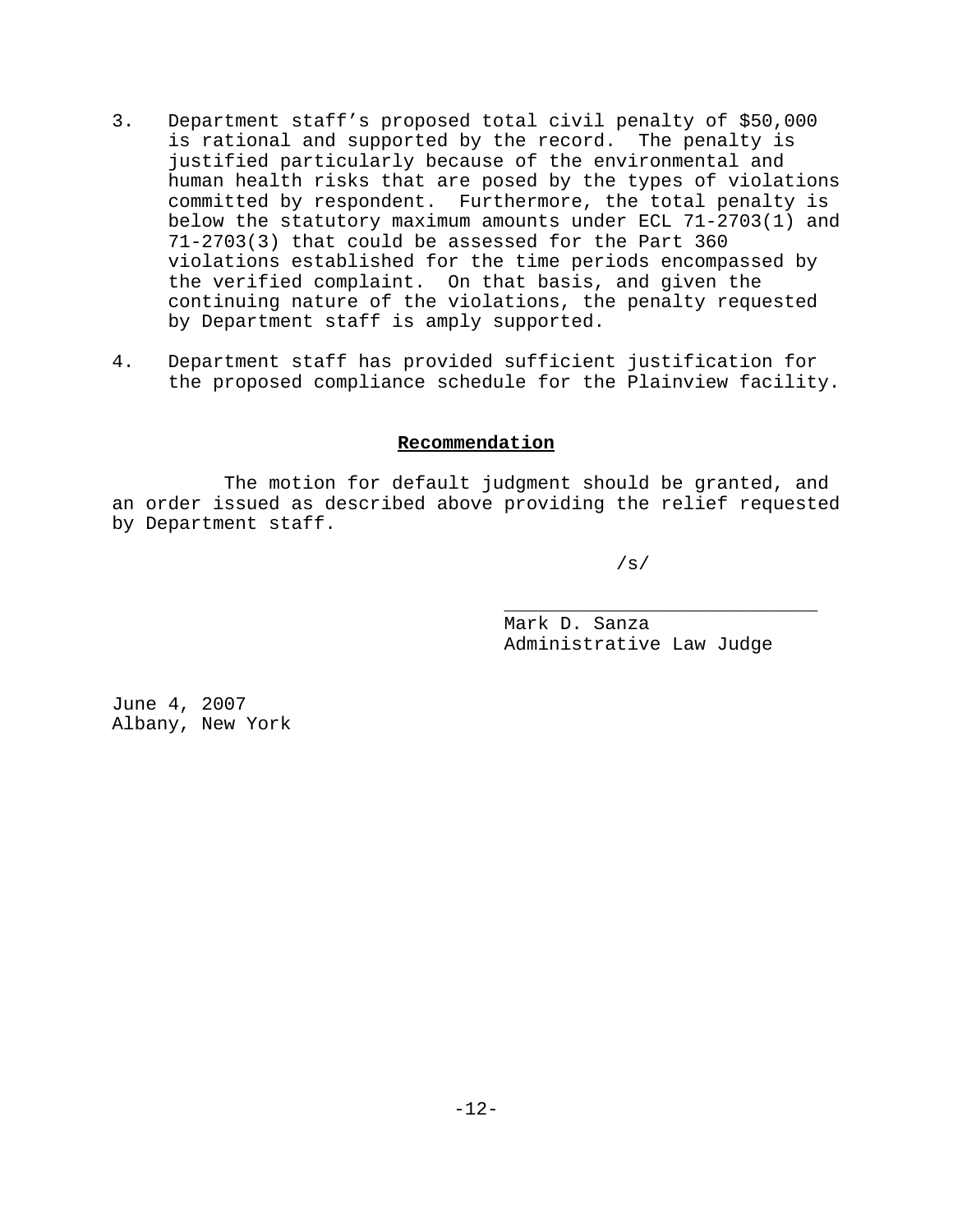3. Department staff's proposed total civil penalty of $50,000 is rational and supported by the record. The penalty is justified particularly because of the environmental and human health risks that are posed by the types of violations committed by respondent. Furthermore, the total penalty is below the statutory maximum amounts under ECL 71-2703(1) and 71-2703(3) that could be assessed for the Part 360 violations established for the time periods encompassed by the verified complaint. On that basis, and given the continuing nature of the violations, the penalty requested by Department staff is amply supported.

4. Department staff has provided sufficient justification for the proposed compliance schedule for the Plainview facility.

## Recommendation

The motion for default judgment should be granted, and an order issued as described above providing the relief requested by Department staff.

/s/

\_\_\_\_\_\_\_\_\_\_\_\_\_\_\_\_\_\_\_\_\_\_\_\_\_\_\_\_

Mark D. Sanza
Administrative Law Judge

June 4, 2007
Albany, New York